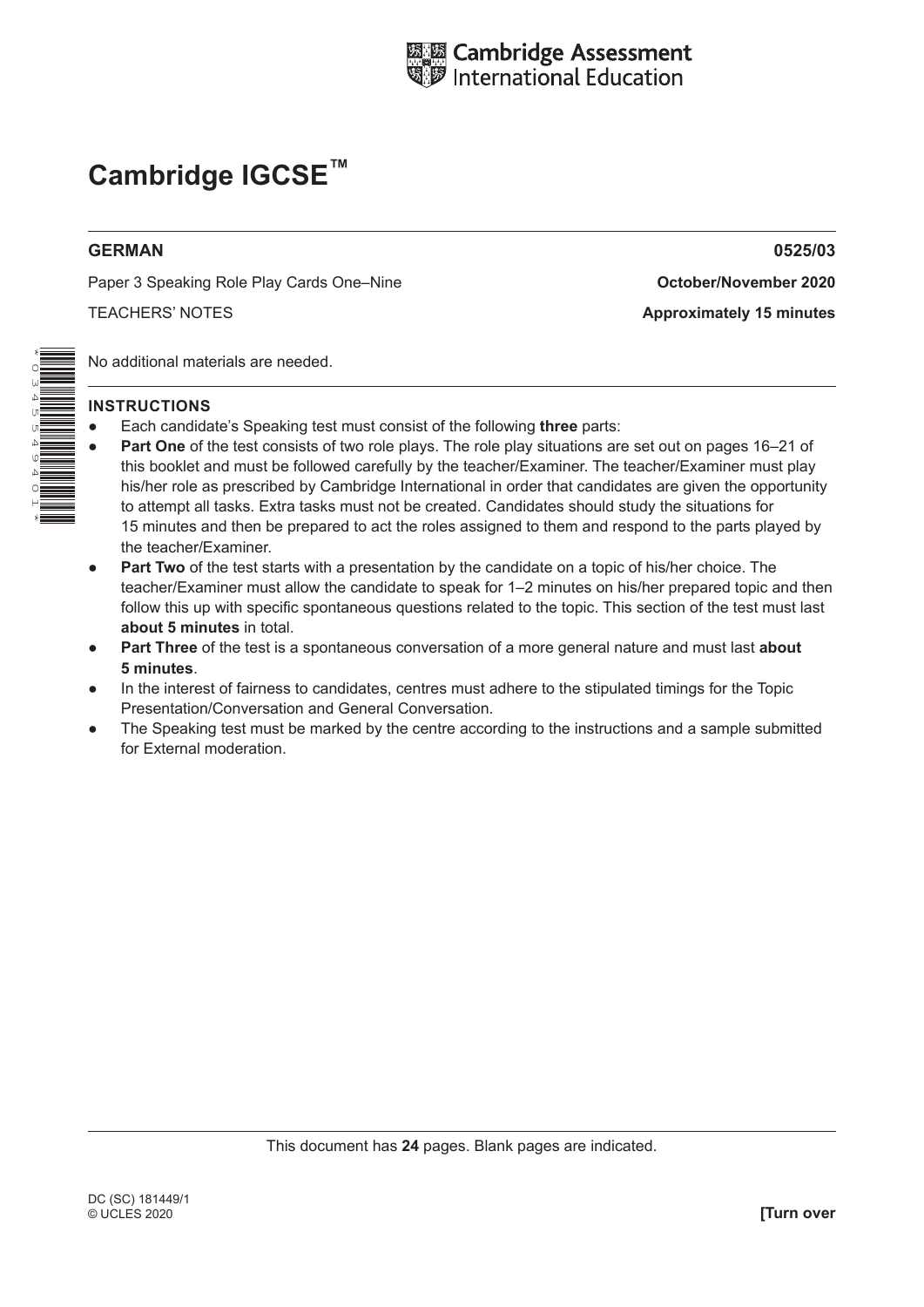Cambridge Assessment International Education

# Cambridge IGCSE™

**GERMAN** **0525/03**

Paper 3 Speaking Role Play Cards One–Nine **October/November 2020**

TEACHERS' NOTES **Approximately 15 minutes**

No additional materials are needed.

## INSTRUCTIONS

- Each candidate's Speaking test must consist of the following **three** parts:
- **Part One** of the test consists of two role plays. The role play situations are set out on pages 16–21 of this booklet and must be followed carefully by the teacher/Examiner. The teacher/Examiner must play his/her role as prescribed by Cambridge International in order that candidates are given the opportunity to attempt all tasks. Extra tasks must not be created. Candidates should study the situations for 15 minutes and then be prepared to act the roles assigned to them and respond to the parts played by the teacher/Examiner.
- **Part Two** of the test starts with a presentation by the candidate on a topic of his/her choice. The teacher/Examiner must allow the candidate to speak for 1–2 minutes on his/her prepared topic and then follow this up with specific spontaneous questions related to the topic. This section of the test must last **about 5 minutes** in total.
- **Part Three** of the test is a spontaneous conversation of a more general nature and must last **about 5 minutes**.
- In the interest of fairness to candidates, centres must adhere to the stipulated timings for the Topic Presentation/Conversation and General Conversation.
- The Speaking test must be marked by the centre according to the instructions and a sample submitted for External moderation.

This document has **24** pages. Blank pages are indicated.

DC (SC) 181449/1
© UCLES 2020 **[Turn over**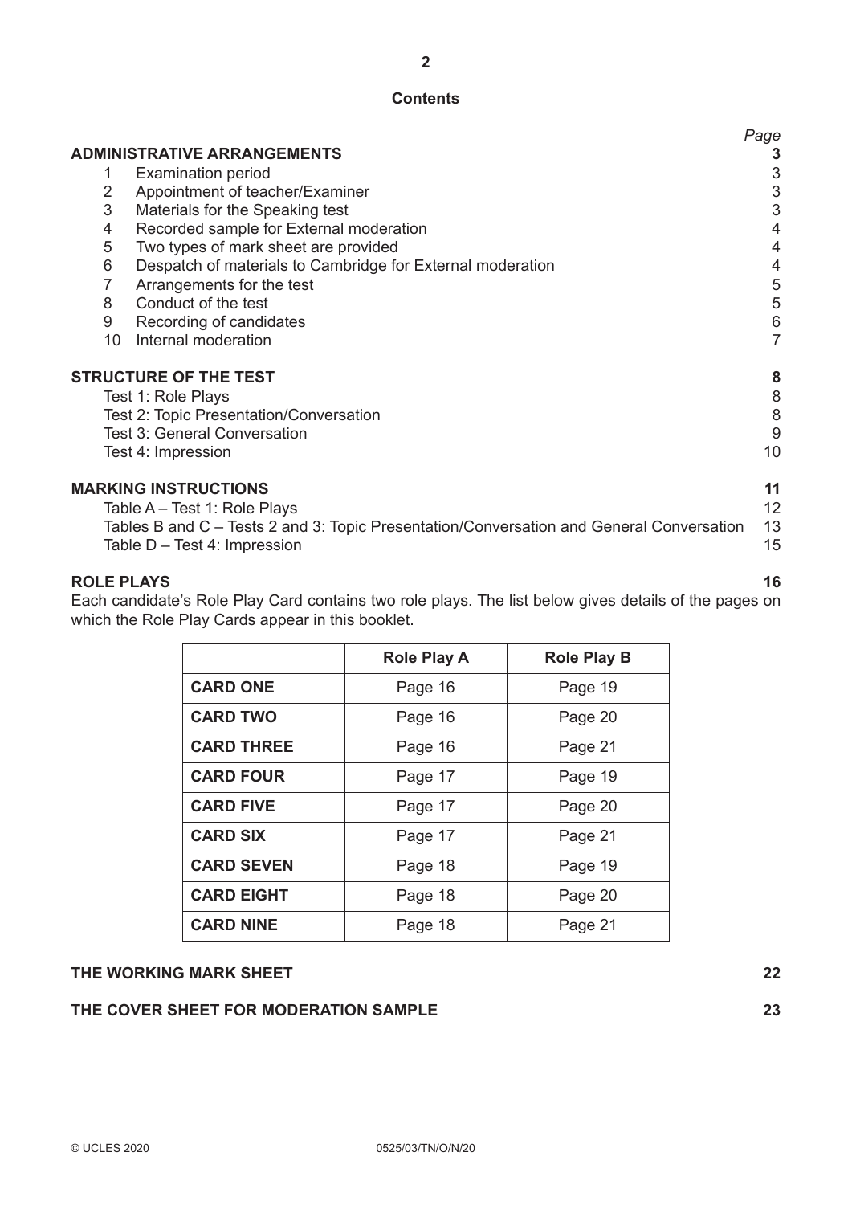# Contents

| | *Page* |
|---|---|
| **ADMINISTRATIVE ARRANGEMENTS** | **3** |
| 1 Examination period | 3 |
| 2 Appointment of teacher/Examiner | 3 |
| 3 Materials for the Speaking test | 3 |
| 4 Recorded sample for External moderation | 4 |
| 5 Two types of mark sheet are provided | 4 |
| 6 Despatch of materials to Cambridge for External moderation | 4 |
| 7 Arrangements for the test | 5 |
| 8 Conduct of the test | 5 |
| 9 Recording of candidates | 6 |
| 10 Internal moderation | 7 |
| **STRUCTURE OF THE TEST** | **8** |
| Test 1: Role Plays | 8 |
| Test 2: Topic Presentation/Conversation | 8 |
| Test 3: General Conversation | 9 |
| Test 4: Impression | 10 |
| **MARKING INSTRUCTIONS** | **11** |
| Table A – Test 1: Role Plays | 12 |
| Tables B and C – Tests 2 and 3: Topic Presentation/Conversation and General Conversation | 13 |
| Table D – Test 4: Impression | 15 |
| **ROLE PLAYS** | **16** |

Each candidate's Role Play Card contains two role plays. The list below gives details of the pages on which the Role Play Cards appear in this booklet.

| | Role Play A | Role Play B |
|---|---|---|
| **CARD ONE** | Page 16 | Page 19 |
| **CARD TWO** | Page 16 | Page 20 |
| **CARD THREE** | Page 16 | Page 21 |
| **CARD FOUR** | Page 17 | Page 19 |
| **CARD FIVE** | Page 17 | Page 20 |
| **CARD SIX** | Page 17 | Page 21 |
| **CARD SEVEN** | Page 18 | Page 19 |
| **CARD EIGHT** | Page 18 | Page 20 |
| **CARD NINE** | Page 18 | Page 21 |

| | |
|---|---|
| **THE WORKING MARK SHEET** | **22** |
| **THE COVER SHEET FOR MODERATION SAMPLE** | **23** |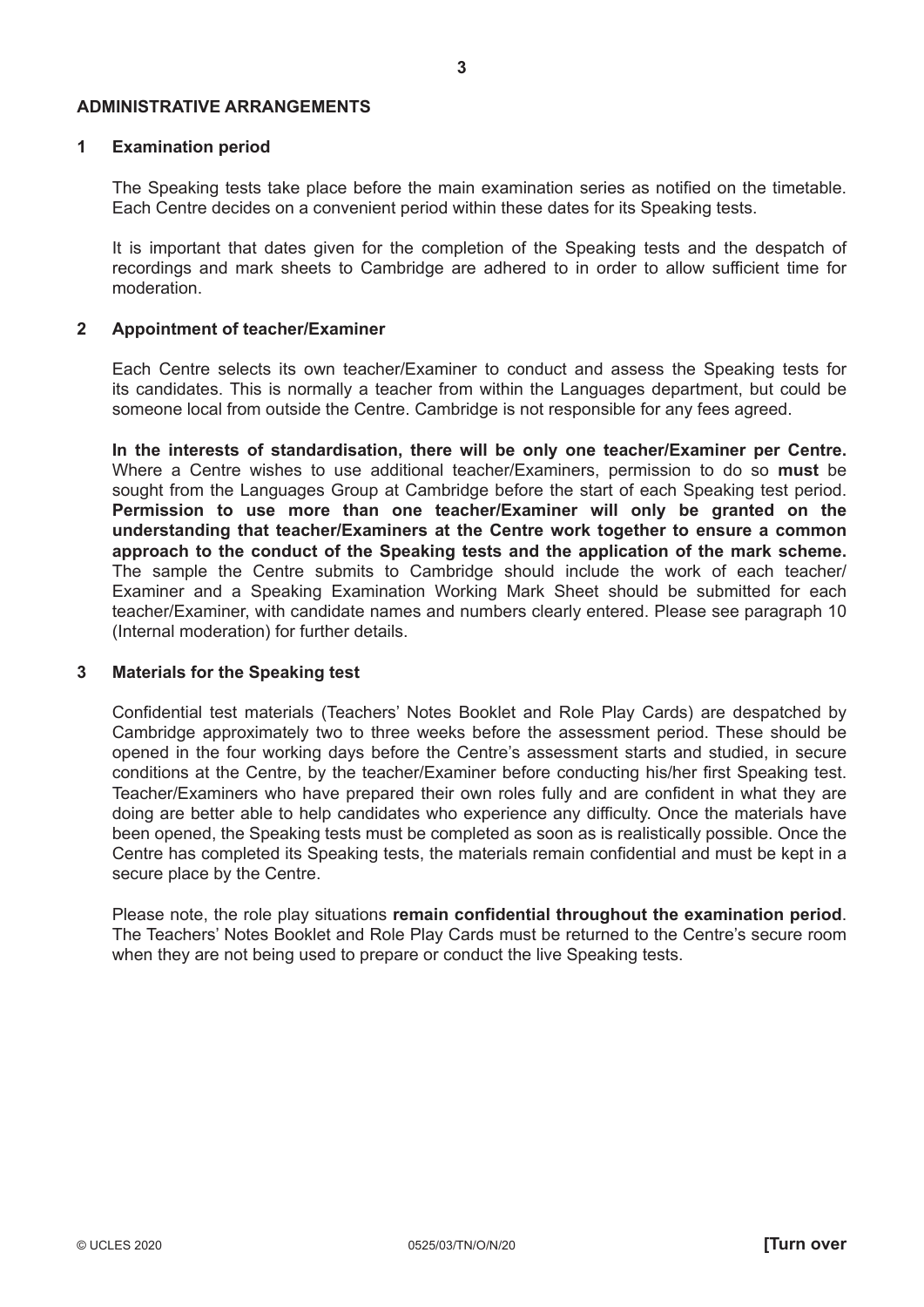## ADMINISTRATIVE ARRANGEMENTS

### 1 Examination period

The Speaking tests take place before the main examination series as notified on the timetable. Each Centre decides on a convenient period within these dates for its Speaking tests.

It is important that dates given for the completion of the Speaking tests and the despatch of recordings and mark sheets to Cambridge are adhered to in order to allow sufficient time for moderation.

### 2 Appointment of teacher/Examiner

Each Centre selects its own teacher/Examiner to conduct and assess the Speaking tests for its candidates. This is normally a teacher from within the Languages department, but could be someone local from outside the Centre. Cambridge is not responsible for any fees agreed.

**In the interests of standardisation, there will be only one teacher/Examiner per Centre.** Where a Centre wishes to use additional teacher/Examiners, permission to do so **must** be sought from the Languages Group at Cambridge before the start of each Speaking test period. **Permission to use more than one teacher/Examiner will only be granted on the understanding that teacher/Examiners at the Centre work together to ensure a common approach to the conduct of the Speaking tests and the application of the mark scheme.** The sample the Centre submits to Cambridge should include the work of each teacher/ Examiner and a Speaking Examination Working Mark Sheet should be submitted for each teacher/Examiner, with candidate names and numbers clearly entered. Please see paragraph 10 (Internal moderation) for further details.

### 3 Materials for the Speaking test

Confidential test materials (Teachers' Notes Booklet and Role Play Cards) are despatched by Cambridge approximately two to three weeks before the assessment period. These should be opened in the four working days before the Centre's assessment starts and studied, in secure conditions at the Centre, by the teacher/Examiner before conducting his/her first Speaking test. Teacher/Examiners who have prepared their own roles fully and are confident in what they are doing are better able to help candidates who experience any difficulty. Once the materials have been opened, the Speaking tests must be completed as soon as is realistically possible. Once the Centre has completed its Speaking tests, the materials remain confidential and must be kept in a secure place by the Centre.

Please note, the role play situations **remain confidential throughout the examination period**. The Teachers' Notes Booklet and Role Play Cards must be returned to the Centre's secure room when they are not being used to prepare or conduct the live Speaking tests.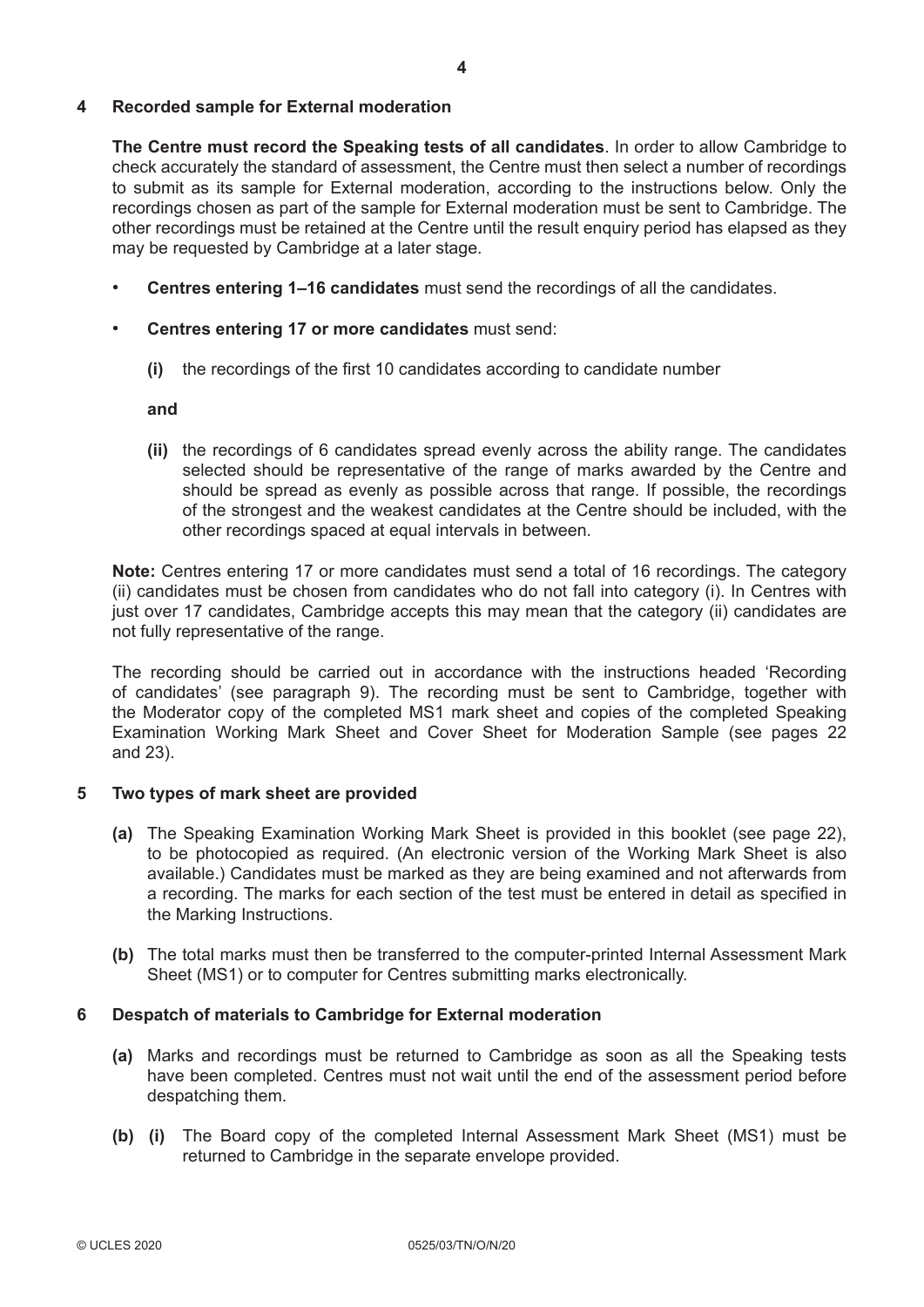## 4 Recorded sample for External moderation

**The Centre must record the Speaking tests of all candidates**. In order to allow Cambridge to check accurately the standard of assessment, the Centre must then select a number of recordings to submit as its sample for External moderation, according to the instructions below. Only the recordings chosen as part of the sample for External moderation must be sent to Cambridge. The other recordings must be retained at the Centre until the result enquiry period has elapsed as they may be requested by Cambridge at a later stage.

- **Centres entering 1–16 candidates** must send the recordings of all the candidates.
- **Centres entering 17 or more candidates** must send:

  **(i)** the recordings of the first 10 candidates according to candidate number

  **and**

  **(ii)** the recordings of 6 candidates spread evenly across the ability range. The candidates selected should be representative of the range of marks awarded by the Centre and should be spread as evenly as possible across that range. If possible, the recordings of the strongest and the weakest candidates at the Centre should be included, with the other recordings spaced at equal intervals in between.

**Note:** Centres entering 17 or more candidates must send a total of 16 recordings. The category (ii) candidates must be chosen from candidates who do not fall into category (i). In Centres with just over 17 candidates, Cambridge accepts this may mean that the category (ii) candidates are not fully representative of the range.

The recording should be carried out in accordance with the instructions headed 'Recording of candidates' (see paragraph 9). The recording must be sent to Cambridge, together with the Moderator copy of the completed MS1 mark sheet and copies of the completed Speaking Examination Working Mark Sheet and Cover Sheet for Moderation Sample (see pages 22 and 23).

## 5 Two types of mark sheet are provided

**(a)** The Speaking Examination Working Mark Sheet is provided in this booklet (see page 22), to be photocopied as required. (An electronic version of the Working Mark Sheet is also available.) Candidates must be marked as they are being examined and not afterwards from a recording. The marks for each section of the test must be entered in detail as specified in the Marking Instructions.

**(b)** The total marks must then be transferred to the computer-printed Internal Assessment Mark Sheet (MS1) or to computer for Centres submitting marks electronically.

## 6 Despatch of materials to Cambridge for External moderation

**(a)** Marks and recordings must be returned to Cambridge as soon as all the Speaking tests have been completed. Centres must not wait until the end of the assessment period before despatching them.

**(b) (i)** The Board copy of the completed Internal Assessment Mark Sheet (MS1) must be returned to Cambridge in the separate envelope provided.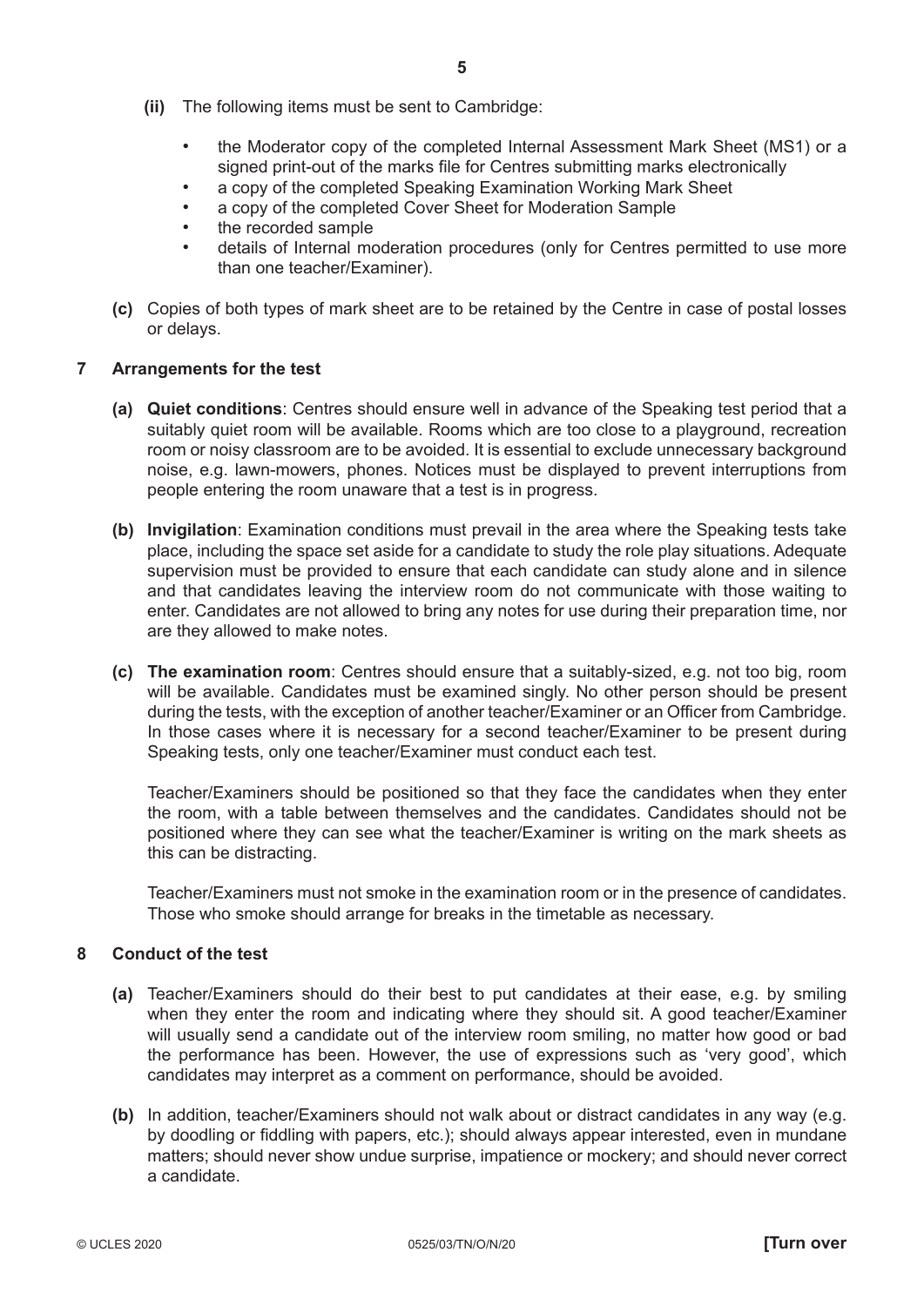**(ii)** The following items must be sent to Cambridge:

- the Moderator copy of the completed Internal Assessment Mark Sheet (MS1) or a signed print-out of the marks file for Centres submitting marks electronically
- a copy of the completed Speaking Examination Working Mark Sheet
- a copy of the completed Cover Sheet for Moderation Sample
- the recorded sample
- details of Internal moderation procedures (only for Centres permitted to use more than one teacher/Examiner).

**(c)** Copies of both types of mark sheet are to be retained by the Centre in case of postal losses or delays.

## 7 Arrangements for the test

**(a)** **Quiet conditions**: Centres should ensure well in advance of the Speaking test period that a suitably quiet room will be available. Rooms which are too close to a playground, recreation room or noisy classroom are to be avoided. It is essential to exclude unnecessary background noise, e.g. lawn-mowers, phones. Notices must be displayed to prevent interruptions from people entering the room unaware that a test is in progress.

**(b)** **Invigilation**: Examination conditions must prevail in the area where the Speaking tests take place, including the space set aside for a candidate to study the role play situations. Adequate supervision must be provided to ensure that each candidate can study alone and in silence and that candidates leaving the interview room do not communicate with those waiting to enter. Candidates are not allowed to bring any notes for use during their preparation time, nor are they allowed to make notes.

**(c)** **The examination room**: Centres should ensure that a suitably-sized, e.g. not too big, room will be available. Candidates must be examined singly. No other person should be present during the tests, with the exception of another teacher/Examiner or an Officer from Cambridge. In those cases where it is necessary for a second teacher/Examiner to be present during Speaking tests, only one teacher/Examiner must conduct each test.

Teacher/Examiners should be positioned so that they face the candidates when they enter the room, with a table between themselves and the candidates. Candidates should not be positioned where they can see what the teacher/Examiner is writing on the mark sheets as this can be distracting.

Teacher/Examiners must not smoke in the examination room or in the presence of candidates. Those who smoke should arrange for breaks in the timetable as necessary.

## 8 Conduct of the test

**(a)** Teacher/Examiners should do their best to put candidates at their ease, e.g. by smiling when they enter the room and indicating where they should sit. A good teacher/Examiner will usually send a candidate out of the interview room smiling, no matter how good or bad the performance has been. However, the use of expressions such as 'very good', which candidates may interpret as a comment on performance, should be avoided.

**(b)** In addition, teacher/Examiners should not walk about or distract candidates in any way (e.g. by doodling or fiddling with papers, etc.); should always appear interested, even in mundane matters; should never show undue surprise, impatience or mockery; and should never correct a candidate.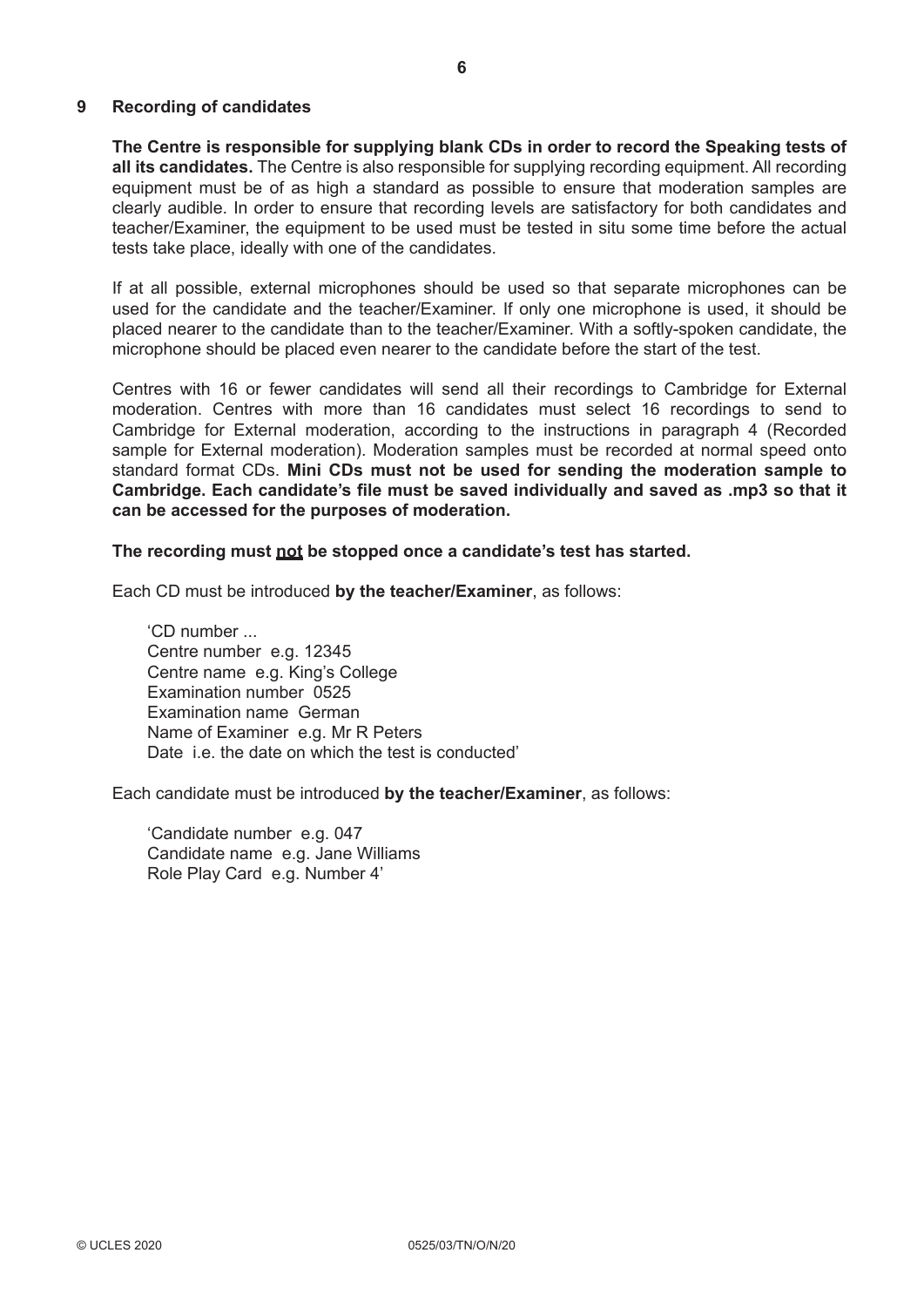## 9 Recording of candidates

**The Centre is responsible for supplying blank CDs in order to record the Speaking tests of all its candidates.** The Centre is also responsible for supplying recording equipment. All recording equipment must be of as high a standard as possible to ensure that moderation samples are clearly audible. In order to ensure that recording levels are satisfactory for both candidates and teacher/Examiner, the equipment to be used must be tested in situ some time before the actual tests take place, ideally with one of the candidates.

If at all possible, external microphones should be used so that separate microphones can be used for the candidate and the teacher/Examiner. If only one microphone is used, it should be placed nearer to the candidate than to the teacher/Examiner. With a softly-spoken candidate, the microphone should be placed even nearer to the candidate before the start of the test.

Centres with 16 or fewer candidates will send all their recordings to Cambridge for External moderation. Centres with more than 16 candidates must select 16 recordings to send to Cambridge for External moderation, according to the instructions in paragraph 4 (Recorded sample for External moderation). Moderation samples must be recorded at normal speed onto standard format CDs. **Mini CDs must not be used for sending the moderation sample to Cambridge. Each candidate's file must be saved individually and saved as .mp3 so that it can be accessed for the purposes of moderation.**

**The recording must <u>not</u> be stopped once a candidate's test has started.**

Each CD must be introduced **by the teacher/Examiner**, as follows:

> 'CD number ...
> Centre number e.g. 12345
> Centre name e.g. King's College
> Examination number 0525
> Examination name German
> Name of Examiner e.g. Mr R Peters
> Date i.e. the date on which the test is conducted'

Each candidate must be introduced **by the teacher/Examiner**, as follows:

> 'Candidate number e.g. 047
> Candidate name e.g. Jane Williams
> Role Play Card e.g. Number 4'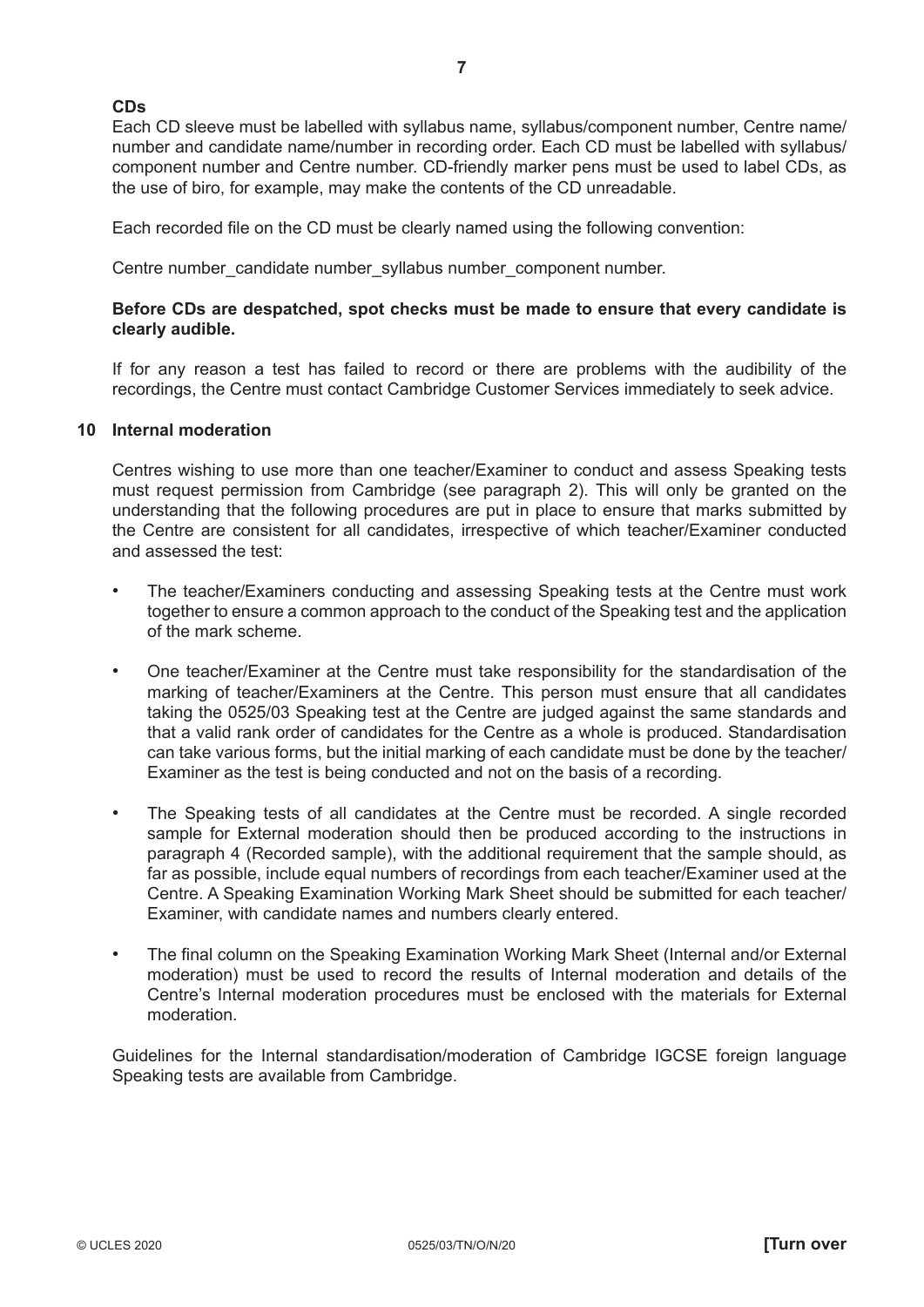**CDs**

Each CD sleeve must be labelled with syllabus name, syllabus/component number, Centre name/number and candidate name/number in recording order. Each CD must be labelled with syllabus/component number and Centre number. CD-friendly marker pens must be used to label CDs, as the use of biro, for example, may make the contents of the CD unreadable.

Each recorded file on the CD must be clearly named using the following convention:

Centre number_candidate number_syllabus number_component number.

**Before CDs are despatched, spot checks must be made to ensure that every candidate is clearly audible.**

If for any reason a test has failed to record or there are problems with the audibility of the recordings, the Centre must contact Cambridge Customer Services immediately to seek advice.

## 10 Internal moderation

Centres wishing to use more than one teacher/Examiner to conduct and assess Speaking tests must request permission from Cambridge (see paragraph 2). This will only be granted on the understanding that the following procedures are put in place to ensure that marks submitted by the Centre are consistent for all candidates, irrespective of which teacher/Examiner conducted and assessed the test:

- The teacher/Examiners conducting and assessing Speaking tests at the Centre must work together to ensure a common approach to the conduct of the Speaking test and the application of the mark scheme.
- One teacher/Examiner at the Centre must take responsibility for the standardisation of the marking of teacher/Examiners at the Centre. This person must ensure that all candidates taking the 0525/03 Speaking test at the Centre are judged against the same standards and that a valid rank order of candidates for the Centre as a whole is produced. Standardisation can take various forms, but the initial marking of each candidate must be done by the teacher/Examiner as the test is being conducted and not on the basis of a recording.
- The Speaking tests of all candidates at the Centre must be recorded. A single recorded sample for External moderation should then be produced according to the instructions in paragraph 4 (Recorded sample), with the additional requirement that the sample should, as far as possible, include equal numbers of recordings from each teacher/Examiner used at the Centre. A Speaking Examination Working Mark Sheet should be submitted for each teacher/Examiner, with candidate names and numbers clearly entered.
- The final column on the Speaking Examination Working Mark Sheet (Internal and/or External moderation) must be used to record the results of Internal moderation and details of the Centre's Internal moderation procedures must be enclosed with the materials for External moderation.

Guidelines for the Internal standardisation/moderation of Cambridge IGCSE foreign language Speaking tests are available from Cambridge.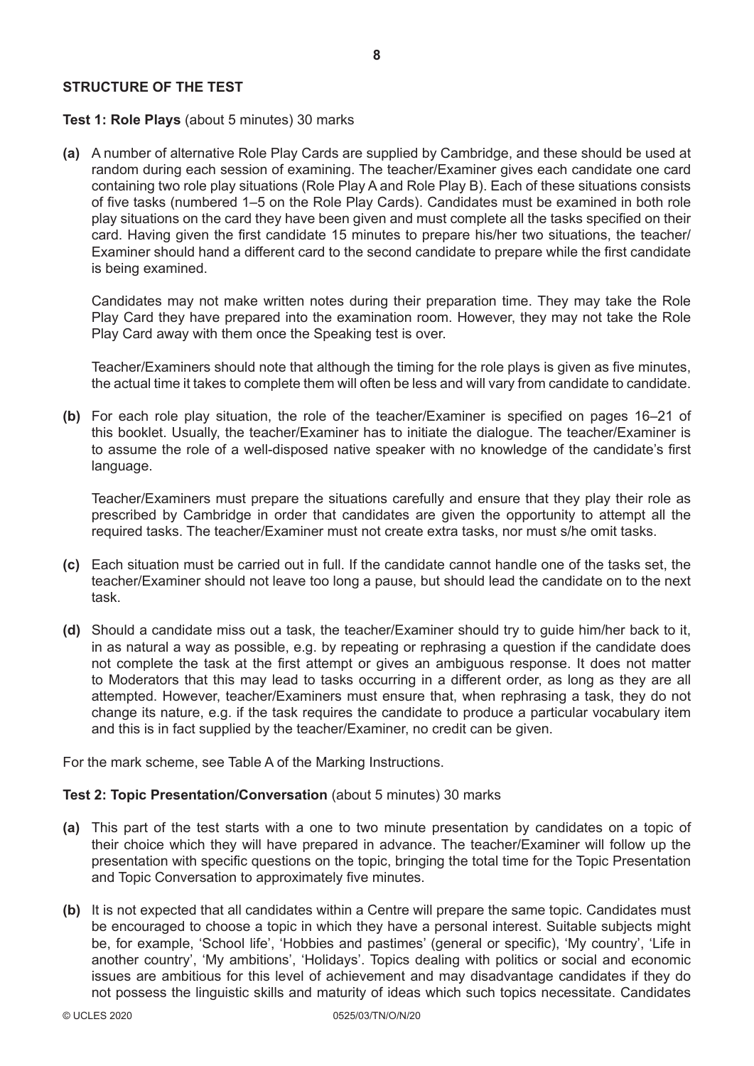**STRUCTURE OF THE TEST**

**Test 1: Role Plays** (about 5 minutes) 30 marks

**(a)** A number of alternative Role Play Cards are supplied by Cambridge, and these should be used at random during each session of examining. The teacher/Examiner gives each candidate one card containing two role play situations (Role Play A and Role Play B). Each of these situations consists of five tasks (numbered 1–5 on the Role Play Cards). Candidates must be examined in both role play situations on the card they have been given and must complete all the tasks specified on their card. Having given the first candidate 15 minutes to prepare his/her two situations, the teacher/Examiner should hand a different card to the second candidate to prepare while the first candidate is being examined.

Candidates may not make written notes during their preparation time. They may take the Role Play Card they have prepared into the examination room. However, they may not take the Role Play Card away with them once the Speaking test is over.

Teacher/Examiners should note that although the timing for the role plays is given as five minutes, the actual time it takes to complete them will often be less and will vary from candidate to candidate.

**(b)** For each role play situation, the role of the teacher/Examiner is specified on pages 16–21 of this booklet. Usually, the teacher/Examiner has to initiate the dialogue. The teacher/Examiner is to assume the role of a well-disposed native speaker with no knowledge of the candidate's first language.

Teacher/Examiners must prepare the situations carefully and ensure that they play their role as prescribed by Cambridge in order that candidates are given the opportunity to attempt all the required tasks. The teacher/Examiner must not create extra tasks, nor must s/he omit tasks.

**(c)** Each situation must be carried out in full. If the candidate cannot handle one of the tasks set, the teacher/Examiner should not leave too long a pause, but should lead the candidate on to the next task.

**(d)** Should a candidate miss out a task, the teacher/Examiner should try to guide him/her back to it, in as natural a way as possible, e.g. by repeating or rephrasing a question if the candidate does not complete the task at the first attempt or gives an ambiguous response. It does not matter to Moderators that this may lead to tasks occurring in a different order, as long as they are all attempted. However, teacher/Examiners must ensure that, when rephrasing a task, they do not change its nature, e.g. if the task requires the candidate to produce a particular vocabulary item and this is in fact supplied by the teacher/Examiner, no credit can be given.

For the mark scheme, see Table A of the Marking Instructions.

**Test 2: Topic Presentation/Conversation** (about 5 minutes) 30 marks

**(a)** This part of the test starts with a one to two minute presentation by candidates on a topic of their choice which they will have prepared in advance. The teacher/Examiner will follow up the presentation with specific questions on the topic, bringing the total time for the Topic Presentation and Topic Conversation to approximately five minutes.

**(b)** It is not expected that all candidates within a Centre will prepare the same topic. Candidates must be encouraged to choose a topic in which they have a personal interest. Suitable subjects might be, for example, 'School life', 'Hobbies and pastimes' (general or specific), 'My country', 'Life in another country', 'My ambitions', 'Holidays'. Topics dealing with politics or social and economic issues are ambitious for this level of achievement and may disadvantage candidates if they do not possess the linguistic skills and maturity of ideas which such topics necessitate. Candidates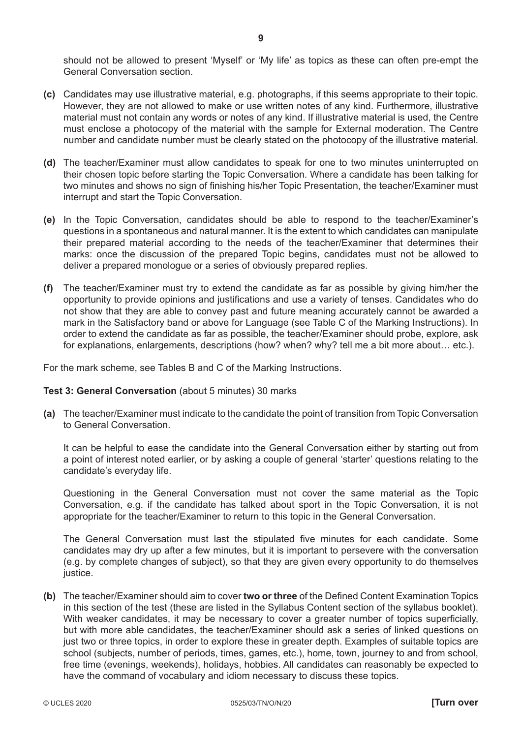should not be allowed to present 'Myself' or 'My life' as topics as these can often pre-empt the General Conversation section.

**(c)** Candidates may use illustrative material, e.g. photographs, if this seems appropriate to their topic. However, they are not allowed to make or use written notes of any kind. Furthermore, illustrative material must not contain any words or notes of any kind. If illustrative material is used, the Centre must enclose a photocopy of the material with the sample for External moderation. The Centre number and candidate number must be clearly stated on the photocopy of the illustrative material.

**(d)** The teacher/Examiner must allow candidates to speak for one to two minutes uninterrupted on their chosen topic before starting the Topic Conversation. Where a candidate has been talking for two minutes and shows no sign of finishing his/her Topic Presentation, the teacher/Examiner must interrupt and start the Topic Conversation.

**(e)** In the Topic Conversation, candidates should be able to respond to the teacher/Examiner's questions in a spontaneous and natural manner. It is the extent to which candidates can manipulate their prepared material according to the needs of the teacher/Examiner that determines their marks: once the discussion of the prepared Topic begins, candidates must not be allowed to deliver a prepared monologue or a series of obviously prepared replies.

**(f)** The teacher/Examiner must try to extend the candidate as far as possible by giving him/her the opportunity to provide opinions and justifications and use a variety of tenses. Candidates who do not show that they are able to convey past and future meaning accurately cannot be awarded a mark in the Satisfactory band or above for Language (see Table C of the Marking Instructions). In order to extend the candidate as far as possible, the teacher/Examiner should probe, explore, ask for explanations, enlargements, descriptions (how? when? why? tell me a bit more about… etc.).

For the mark scheme, see Tables B and C of the Marking Instructions.

**Test 3: General Conversation** (about 5 minutes) 30 marks

**(a)** The teacher/Examiner must indicate to the candidate the point of transition from Topic Conversation to General Conversation.

It can be helpful to ease the candidate into the General Conversation either by starting out from a point of interest noted earlier, or by asking a couple of general 'starter' questions relating to the candidate's everyday life.

Questioning in the General Conversation must not cover the same material as the Topic Conversation, e.g. if the candidate has talked about sport in the Topic Conversation, it is not appropriate for the teacher/Examiner to return to this topic in the General Conversation.

The General Conversation must last the stipulated five minutes for each candidate. Some candidates may dry up after a few minutes, but it is important to persevere with the conversation (e.g. by complete changes of subject), so that they are given every opportunity to do themselves justice.

**(b)** The teacher/Examiner should aim to cover **two or three** of the Defined Content Examination Topics in this section of the test (these are listed in the Syllabus Content section of the syllabus booklet). With weaker candidates, it may be necessary to cover a greater number of topics superficially, but with more able candidates, the teacher/Examiner should ask a series of linked questions on just two or three topics, in order to explore these in greater depth. Examples of suitable topics are school (subjects, number of periods, times, games, etc.), home, town, journey to and from school, free time (evenings, weekends), holidays, hobbies. All candidates can reasonably be expected to have the command of vocabulary and idiom necessary to discuss these topics.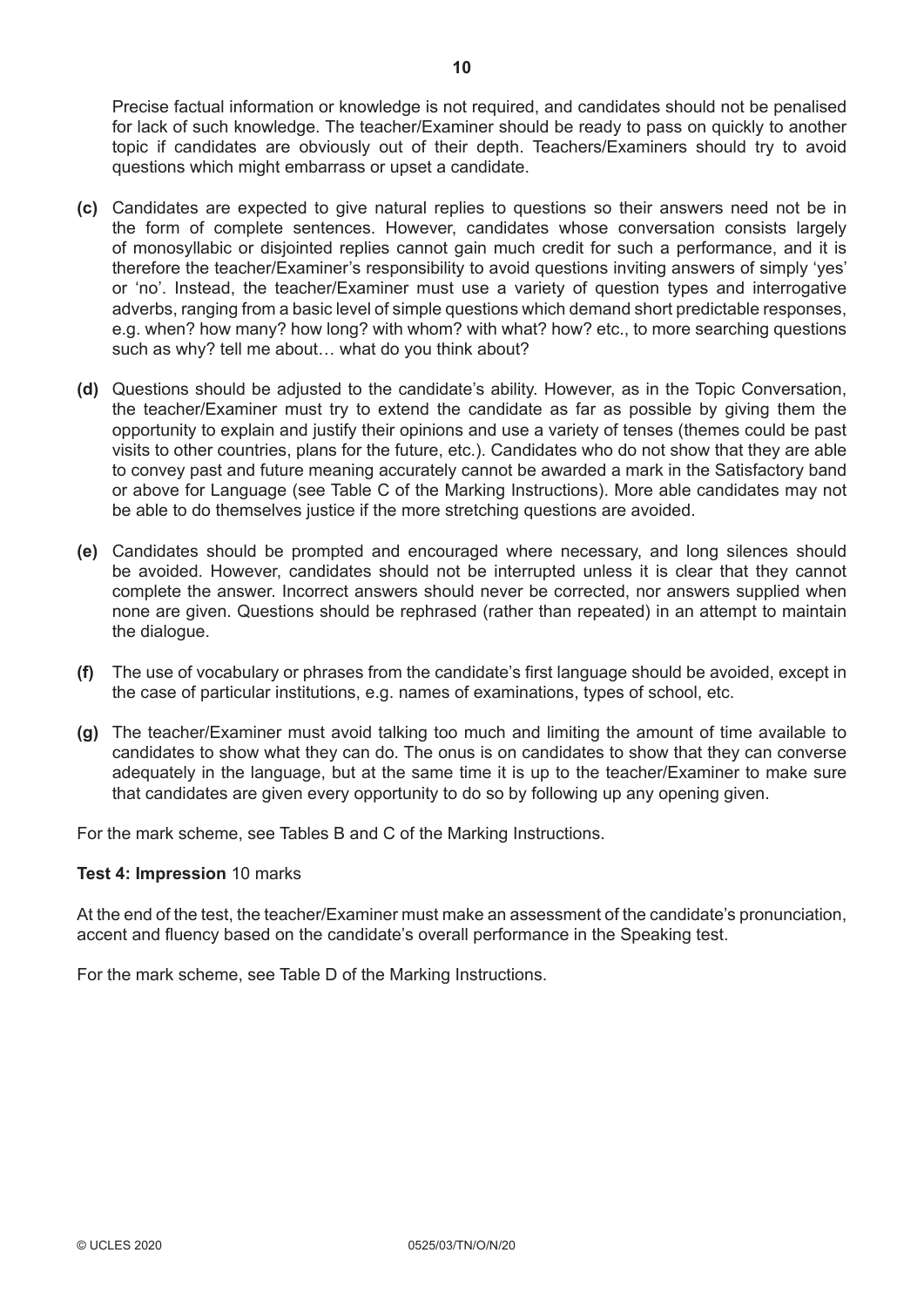Precise factual information or knowledge is not required, and candidates should not be penalised for lack of such knowledge. The teacher/Examiner should be ready to pass on quickly to another topic if candidates are obviously out of their depth. Teachers/Examiners should try to avoid questions which might embarrass or upset a candidate.

**(c)** Candidates are expected to give natural replies to questions so their answers need not be in the form of complete sentences. However, candidates whose conversation consists largely of monosyllabic or disjointed replies cannot gain much credit for such a performance, and it is therefore the teacher/Examiner's responsibility to avoid questions inviting answers of simply 'yes' or 'no'. Instead, the teacher/Examiner must use a variety of question types and interrogative adverbs, ranging from a basic level of simple questions which demand short predictable responses, e.g. when? how many? how long? with whom? with what? how? etc., to more searching questions such as why? tell me about… what do you think about?

**(d)** Questions should be adjusted to the candidate's ability. However, as in the Topic Conversation, the teacher/Examiner must try to extend the candidate as far as possible by giving them the opportunity to explain and justify their opinions and use a variety of tenses (themes could be past visits to other countries, plans for the future, etc.). Candidates who do not show that they are able to convey past and future meaning accurately cannot be awarded a mark in the Satisfactory band or above for Language (see Table C of the Marking Instructions). More able candidates may not be able to do themselves justice if the more stretching questions are avoided.

**(e)** Candidates should be prompted and encouraged where necessary, and long silences should be avoided. However, candidates should not be interrupted unless it is clear that they cannot complete the answer. Incorrect answers should never be corrected, nor answers supplied when none are given. Questions should be rephrased (rather than repeated) in an attempt to maintain the dialogue.

**(f)** The use of vocabulary or phrases from the candidate's first language should be avoided, except in the case of particular institutions, e.g. names of examinations, types of school, etc.

**(g)** The teacher/Examiner must avoid talking too much and limiting the amount of time available to candidates to show what they can do. The onus is on candidates to show that they can converse adequately in the language, but at the same time it is up to the teacher/Examiner to make sure that candidates are given every opportunity to do so by following up any opening given.

For the mark scheme, see Tables B and C of the Marking Instructions.

**Test 4: Impression** 10 marks

At the end of the test, the teacher/Examiner must make an assessment of the candidate's pronunciation, accent and fluency based on the candidate's overall performance in the Speaking test.

For the mark scheme, see Table D of the Marking Instructions.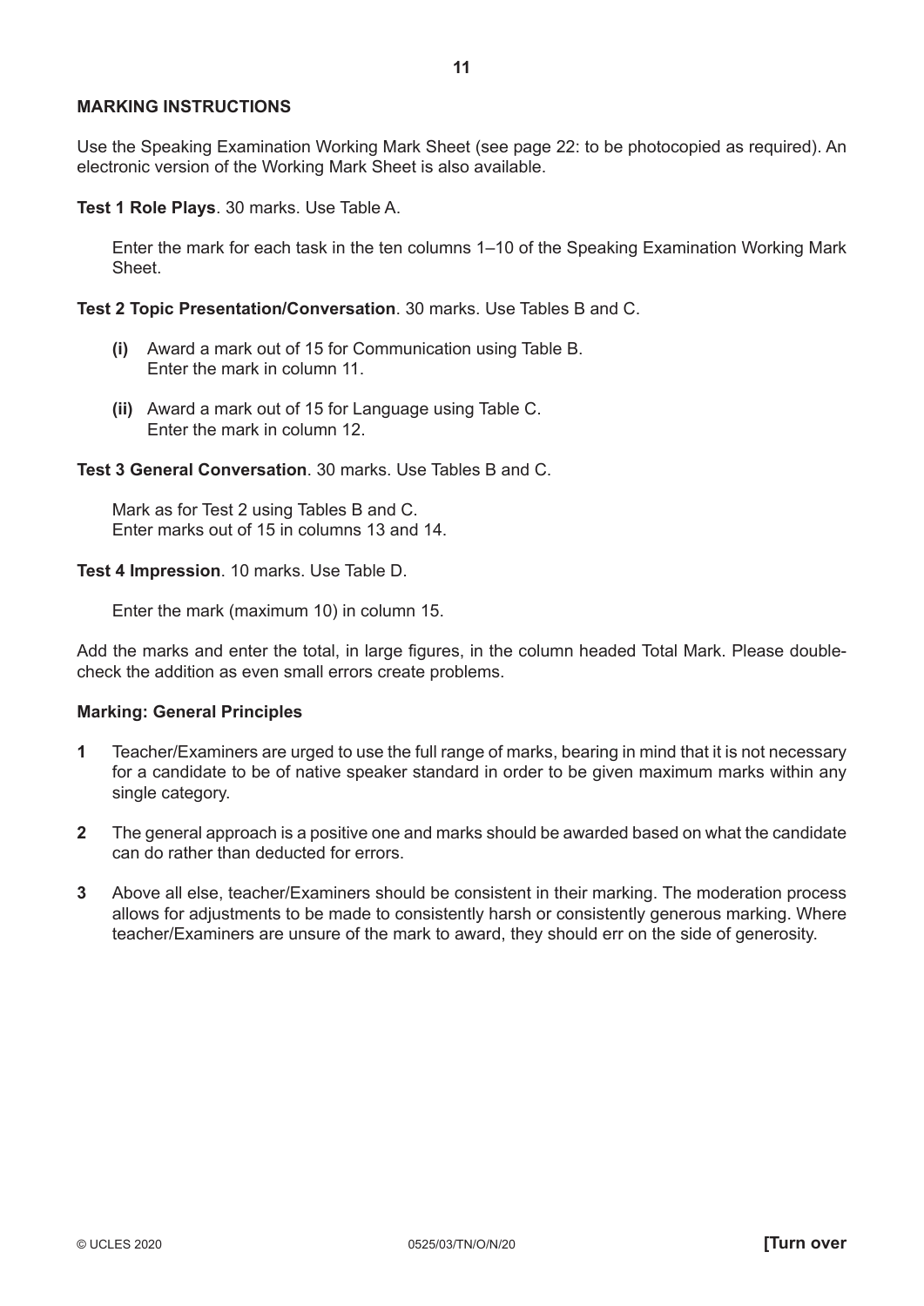## MARKING INSTRUCTIONS

Use the Speaking Examination Working Mark Sheet (see page 22: to be photocopied as required). An electronic version of the Working Mark Sheet is also available.

**Test 1 Role Plays**. 30 marks. Use Table A.

Enter the mark for each task in the ten columns 1–10 of the Speaking Examination Working Mark Sheet.

**Test 2 Topic Presentation/Conversation**. 30 marks. Use Tables B and C.

- **(i)** Award a mark out of 15 for Communication using Table B. Enter the mark in column 11.
- **(ii)** Award a mark out of 15 for Language using Table C. Enter the mark in column 12.

**Test 3 General Conversation**. 30 marks. Use Tables B and C.

Mark as for Test 2 using Tables B and C. Enter marks out of 15 in columns 13 and 14.

**Test 4 Impression**. 10 marks. Use Table D.

Enter the mark (maximum 10) in column 15.

Add the marks and enter the total, in large figures, in the column headed Total Mark. Please double-check the addition as even small errors create problems.

### Marking: General Principles

**1** Teacher/Examiners are urged to use the full range of marks, bearing in mind that it is not necessary for a candidate to be of native speaker standard in order to be given maximum marks within any single category.

**2** The general approach is a positive one and marks should be awarded based on what the candidate can do rather than deducted for errors.

**3** Above all else, teacher/Examiners should be consistent in their marking. The moderation process allows for adjustments to be made to consistently harsh or consistently generous marking. Where teacher/Examiners are unsure of the mark to award, they should err on the side of generosity.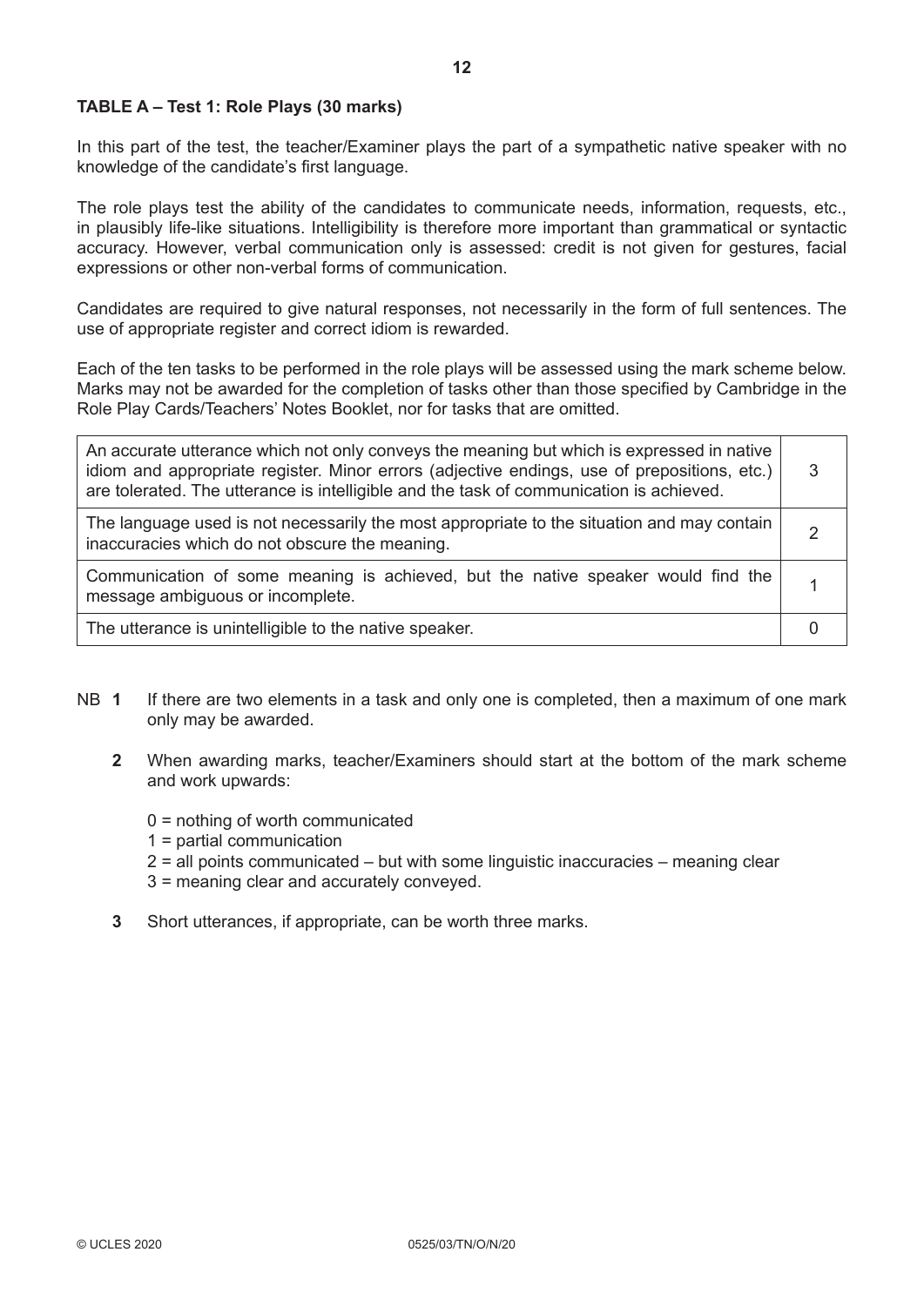**TABLE A – Test 1: Role Plays (30 marks)**

In this part of the test, the teacher/Examiner plays the part of a sympathetic native speaker with no knowledge of the candidate's first language.

The role plays test the ability of the candidates to communicate needs, information, requests, etc., in plausibly life-like situations. Intelligibility is therefore more important than grammatical or syntactic accuracy. However, verbal communication only is assessed: credit is not given for gestures, facial expressions or other non-verbal forms of communication.

Candidates are required to give natural responses, not necessarily in the form of full sentences. The use of appropriate register and correct idiom is rewarded.

Each of the ten tasks to be performed in the role plays will be assessed using the mark scheme below. Marks may not be awarded for the completion of tasks other than those specified by Cambridge in the Role Play Cards/Teachers' Notes Booklet, nor for tasks that are omitted.

| | |
|---|---|
| An accurate utterance which not only conveys the meaning but which is expressed in native idiom and appropriate register. Minor errors (adjective endings, use of prepositions, etc.) are tolerated. The utterance is intelligible and the task of communication is achieved. | 3 |
| The language used is not necessarily the most appropriate to the situation and may contain inaccuracies which do not obscure the meaning. | 2 |
| Communication of some meaning is achieved, but the native speaker would find the message ambiguous or incomplete. | 1 |
| The utterance is unintelligible to the native speaker. | 0 |

NB **1** If there are two elements in a task and only one is completed, then a maximum of one mark only may be awarded.

**2** When awarding marks, teacher/Examiners should start at the bottom of the mark scheme and work upwards:

0 = nothing of worth communicated
1 = partial communication
2 = all points communicated – but with some linguistic inaccuracies – meaning clear
3 = meaning clear and accurately conveyed.

**3** Short utterances, if appropriate, can be worth three marks.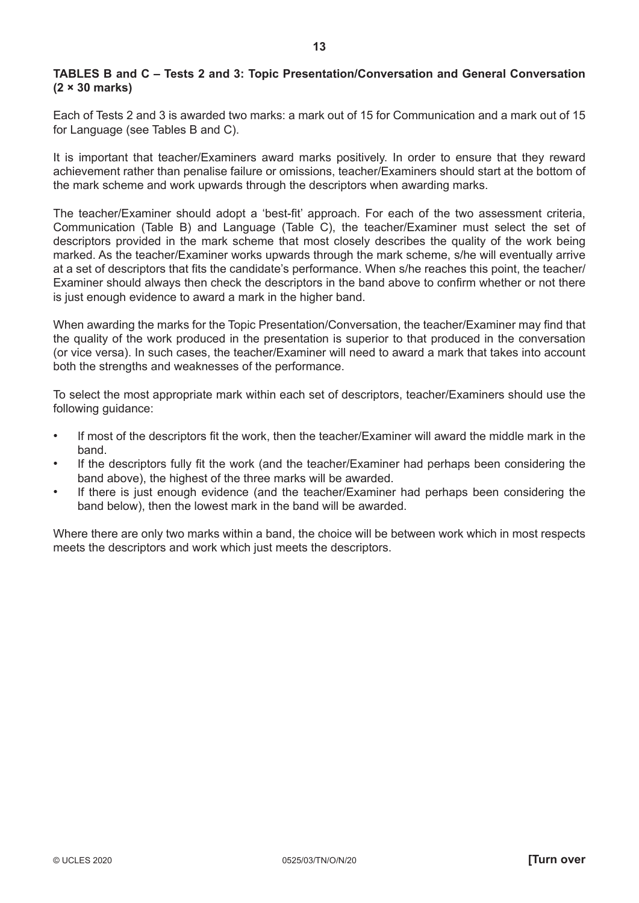**TABLES B and C – Tests 2 and 3: Topic Presentation/Conversation and General Conversation (2 × 30 marks)**

Each of Tests 2 and 3 is awarded two marks: a mark out of 15 for Communication and a mark out of 15 for Language (see Tables B and C).

It is important that teacher/Examiners award marks positively. In order to ensure that they reward achievement rather than penalise failure or omissions, teacher/Examiners should start at the bottom of the mark scheme and work upwards through the descriptors when awarding marks.

The teacher/Examiner should adopt a 'best-fit' approach. For each of the two assessment criteria, Communication (Table B) and Language (Table C), the teacher/Examiner must select the set of descriptors provided in the mark scheme that most closely describes the quality of the work being marked. As the teacher/Examiner works upwards through the mark scheme, s/he will eventually arrive at a set of descriptors that fits the candidate's performance. When s/he reaches this point, the teacher/Examiner should always then check the descriptors in the band above to confirm whether or not there is just enough evidence to award a mark in the higher band.

When awarding the marks for the Topic Presentation/Conversation, the teacher/Examiner may find that the quality of the work produced in the presentation is superior to that produced in the conversation (or vice versa). In such cases, the teacher/Examiner will need to award a mark that takes into account both the strengths and weaknesses of the performance.

To select the most appropriate mark within each set of descriptors, teacher/Examiners should use the following guidance:

- If most of the descriptors fit the work, then the teacher/Examiner will award the middle mark in the band.
- If the descriptors fully fit the work (and the teacher/Examiner had perhaps been considering the band above), the highest of the three marks will be awarded.
- If there is just enough evidence (and the teacher/Examiner had perhaps been considering the band below), then the lowest mark in the band will be awarded.

Where there are only two marks within a band, the choice will be between work which in most respects meets the descriptors and work which just meets the descriptors.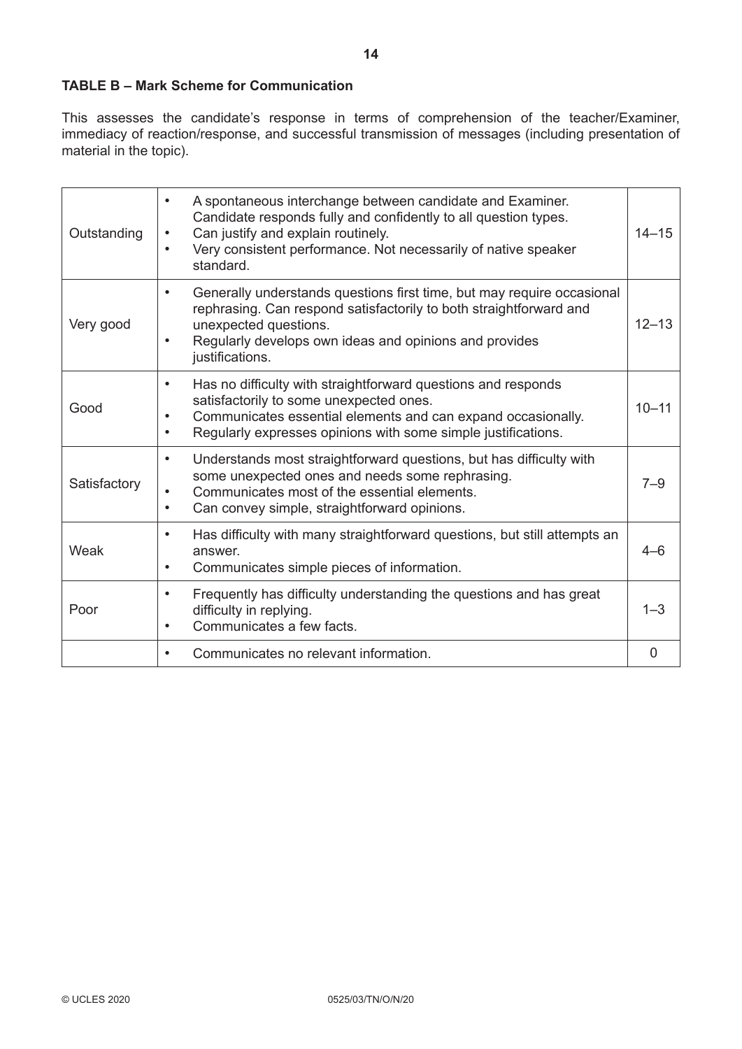**TABLE B – Mark Scheme for Communication**

This assesses the candidate's response in terms of comprehension of the teacher/Examiner, immediacy of reaction/response, and successful transmission of messages (including presentation of material in the topic).

| | | |
|---|---|---|
| Outstanding | • A spontaneous interchange between candidate and Examiner. Candidate responds fully and confidently to all question types.<br>• Can justify and explain routinely.<br>• Very consistent performance. Not necessarily of native speaker standard. | 14–15 |
| Very good | • Generally understands questions first time, but may require occasional rephrasing. Can respond satisfactorily to both straightforward and unexpected questions.<br>• Regularly develops own ideas and opinions and provides justifications. | 12–13 |
| Good | • Has no difficulty with straightforward questions and responds satisfactorily to some unexpected ones.<br>• Communicates essential elements and can expand occasionally.<br>• Regularly expresses opinions with some simple justifications. | 10–11 |
| Satisfactory | • Understands most straightforward questions, but has difficulty with some unexpected ones and needs some rephrasing.<br>• Communicates most of the essential elements.<br>• Can convey simple, straightforward opinions. | 7–9 |
| Weak | • Has difficulty with many straightforward questions, but still attempts an answer.<br>• Communicates simple pieces of information. | 4–6 |
| Poor | • Frequently has difficulty understanding the questions and has great difficulty in replying.<br>• Communicates a few facts. | 1–3 |
| | • Communicates no relevant information. | 0 |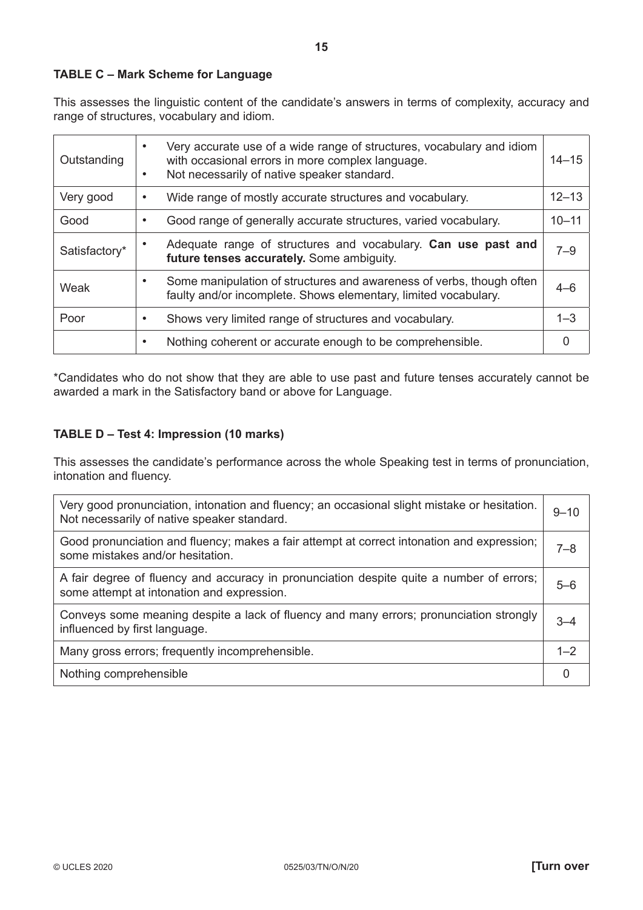**TABLE C – Mark Scheme for Language**

This assesses the linguistic content of the candidate's answers in terms of complexity, accuracy and range of structures, vocabulary and idiom.

| | | |
|---|---|---|
| Outstanding | • Very accurate use of a wide range of structures, vocabulary and idiom with occasional errors in more complex language.<br>• Not necessarily of native speaker standard. | 14–15 |
| Very good | • Wide range of mostly accurate structures and vocabulary. | 12–13 |
| Good | • Good range of generally accurate structures, varied vocabulary. | 10–11 |
| Satisfactory* | • Adequate range of structures and vocabulary. **Can use past and future tenses accurately.** Some ambiguity. | 7–9 |
| Weak | • Some manipulation of structures and awareness of verbs, though often faulty and/or incomplete. Shows elementary, limited vocabulary. | 4–6 |
| Poor | • Shows very limited range of structures and vocabulary. | 1–3 |
| | • Nothing coherent or accurate enough to be comprehensible. | 0 |

*Candidates who do not show that they are able to use past and future tenses accurately cannot be awarded a mark in the Satisfactory band or above for Language.

**TABLE D – Test 4: Impression (10 marks)**

This assesses the candidate's performance across the whole Speaking test in terms of pronunciation, intonation and fluency.

| | |
|---|---|
| Very good pronunciation, intonation and fluency; an occasional slight mistake or hesitation. Not necessarily of native speaker standard. | 9–10 |
| Good pronunciation and fluency; makes a fair attempt at correct intonation and expression; some mistakes and/or hesitation. | 7–8 |
| A fair degree of fluency and accuracy in pronunciation despite quite a number of errors; some attempt at intonation and expression. | 5–6 |
| Conveys some meaning despite a lack of fluency and many errors; pronunciation strongly influenced by first language. | 3–4 |
| Many gross errors; frequently incomprehensible. | 1–2 |
| Nothing comprehensible | 0 |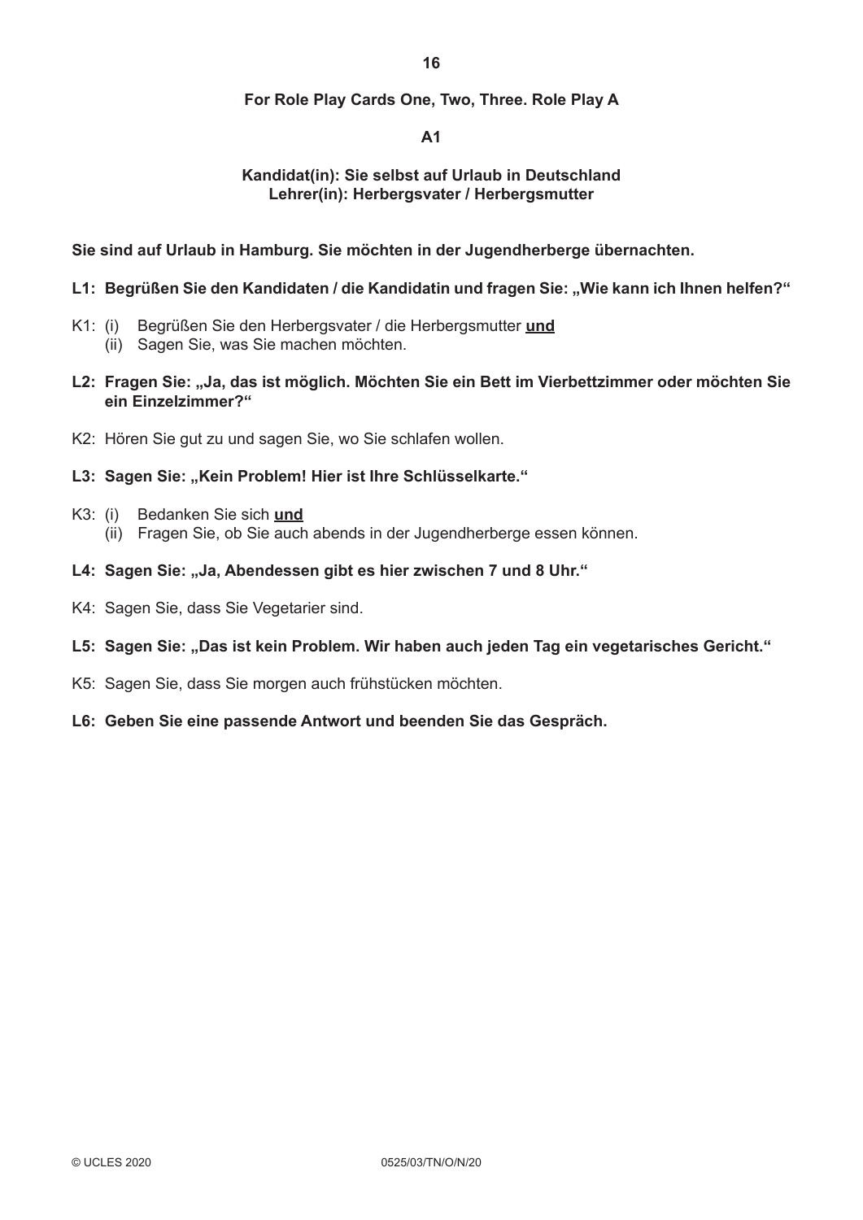**For Role Play Cards One, Two, Three. Role Play A**

**A1**

**Kandidat(in): Sie selbst auf Urlaub in Deutschland**
**Lehrer(in): Herbergsvater / Herbergsmutter**

**Sie sind auf Urlaub in Hamburg. Sie möchten in der Jugendherberge übernachten.**

**L1: Begrüßen Sie den Kandidaten / die Kandidatin und fragen Sie: „Wie kann ich Ihnen helfen?"**

K1: (i) Begrüßen Sie den Herbergsvater / die Herbergsmutter **und**
(ii) Sagen Sie, was Sie machen möchten.

**L2: Fragen Sie: „Ja, das ist möglich. Möchten Sie ein Bett im Vierbettzimmer oder möchten Sie ein Einzelzimmer?"**

K2: Hören Sie gut zu und sagen Sie, wo Sie schlafen wollen.

**L3: Sagen Sie: „Kein Problem! Hier ist Ihre Schlüsselkarte."**

K3: (i) Bedanken Sie sich **und**
(ii) Fragen Sie, ob Sie auch abends in der Jugendherberge essen können.

**L4: Sagen Sie: „Ja, Abendessen gibt es hier zwischen 7 und 8 Uhr."**

K4: Sagen Sie, dass Sie Vegetarier sind.

**L5: Sagen Sie: „Das ist kein Problem. Wir haben auch jeden Tag ein vegetarisches Gericht."**

K5: Sagen Sie, dass Sie morgen auch frühstücken möchten.

**L6: Geben Sie eine passende Antwort und beenden Sie das Gespräch.**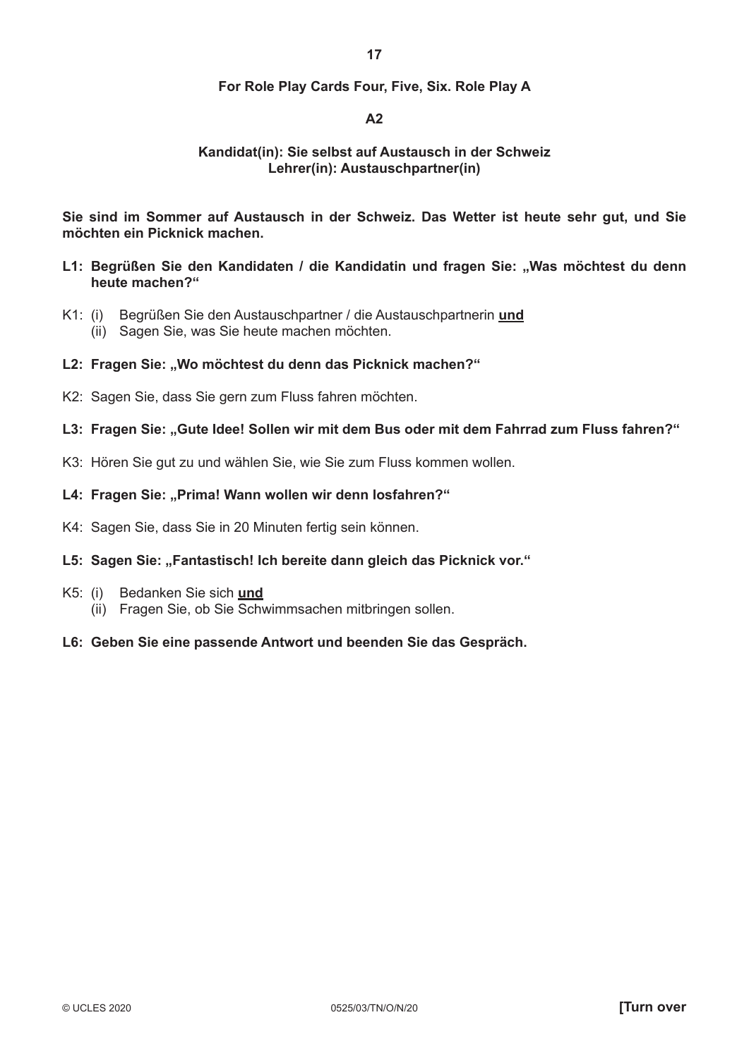**For Role Play Cards Four, Five, Six. Role Play A**

**A2**

**Kandidat(in): Sie selbst auf Austausch in der Schweiz**
**Lehrer(in): Austauschpartner(in)**

**Sie sind im Sommer auf Austausch in der Schweiz. Das Wetter ist heute sehr gut, und Sie möchten ein Picknick machen.**

**L1: Begrüßen Sie den Kandidaten / die Kandidatin und fragen Sie: „Was möchtest du denn heute machen?“**

K1: (i) Begrüßen Sie den Austauschpartner / die Austauschpartnerin **und**
(ii) Sagen Sie, was Sie heute machen möchten.

**L2: Fragen Sie: „Wo möchtest du denn das Picknick machen?“**

K2: Sagen Sie, dass Sie gern zum Fluss fahren möchten.

**L3: Fragen Sie: „Gute Idee! Sollen wir mit dem Bus oder mit dem Fahrrad zum Fluss fahren?“**

K3: Hören Sie gut zu und wählen Sie, wie Sie zum Fluss kommen wollen.

**L4: Fragen Sie: „Prima! Wann wollen wir denn losfahren?“**

K4: Sagen Sie, dass Sie in 20 Minuten fertig sein können.

**L5: Sagen Sie: „Fantastisch! Ich bereite dann gleich das Picknick vor.“**

K5: (i) Bedanken Sie sich **und**
(ii) Fragen Sie, ob Sie Schwimmsachen mitbringen sollen.

**L6: Geben Sie eine passende Antwort und beenden Sie das Gespräch.**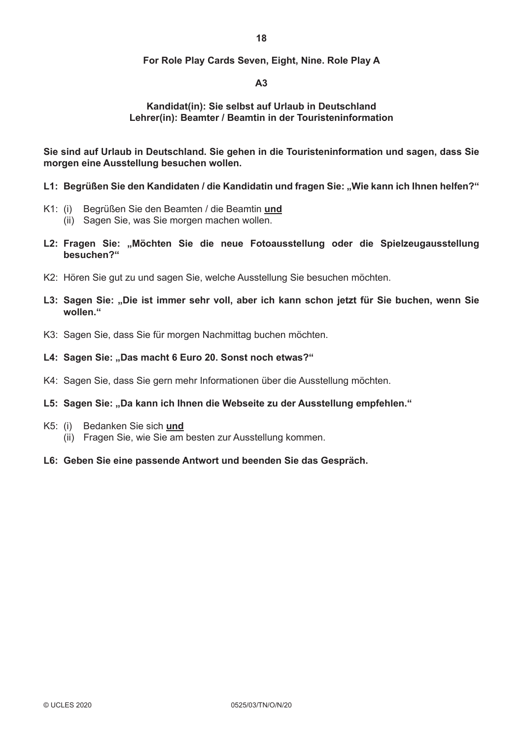**For Role Play Cards Seven, Eight, Nine. Role Play A**

**A3**

**Kandidat(in): Sie selbst auf Urlaub in Deutschland**
**Lehrer(in): Beamter / Beamtin in der Touristeninformation**

**Sie sind auf Urlaub in Deutschland. Sie gehen in die Touristeninformation und sagen, dass Sie morgen eine Ausstellung besuchen wollen.**

**L1: Begrüßen Sie den Kandidaten / die Kandidatin und fragen Sie: „Wie kann ich Ihnen helfen?“**

K1: (i) Begrüßen Sie den Beamten / die Beamtin **und**
(ii) Sagen Sie, was Sie morgen machen wollen.

**L2: Fragen Sie: „Möchten Sie die neue Fotoausstellung oder die Spielzeugausstellung besuchen?“**

K2: Hören Sie gut zu und sagen Sie, welche Ausstellung Sie besuchen möchten.

**L3: Sagen Sie: „Die ist immer sehr voll, aber ich kann schon jetzt für Sie buchen, wenn Sie wollen.“**

K3: Sagen Sie, dass Sie für morgen Nachmittag buchen möchten.

**L4: Sagen Sie: „Das macht 6 Euro 20. Sonst noch etwas?“**

K4: Sagen Sie, dass Sie gern mehr Informationen über die Ausstellung möchten.

**L5: Sagen Sie: „Da kann ich Ihnen die Webseite zu der Ausstellung empfehlen.“**

K5: (i) Bedanken Sie sich **und**
(ii) Fragen Sie, wie Sie am besten zur Ausstellung kommen.

**L6: Geben Sie eine passende Antwort und beenden Sie das Gespräch.**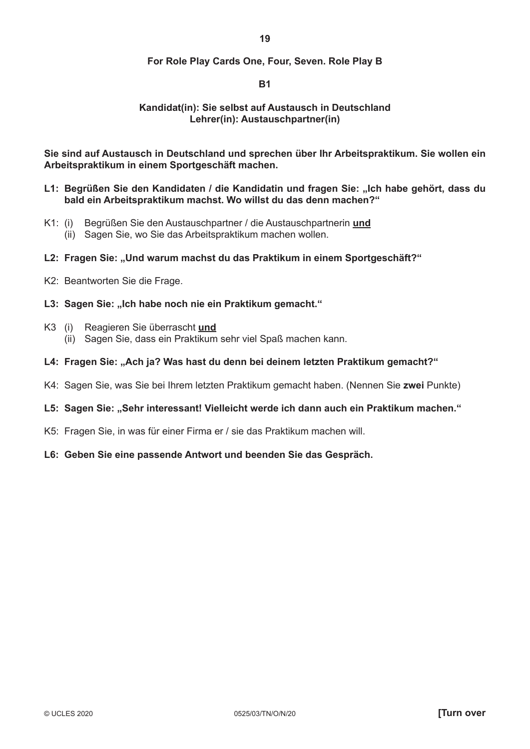**For Role Play Cards One, Four, Seven. Role Play B**

**B1**

**Kandidat(in): Sie selbst auf Austausch in Deutschland**
**Lehrer(in): Austauschpartner(in)**

**Sie sind auf Austausch in Deutschland und sprechen über Ihr Arbeitspraktikum. Sie wollen ein Arbeitspraktikum in einem Sportgeschäft machen.**

**L1: Begrüßen Sie den Kandidaten / die Kandidatin und fragen Sie: „Ich habe gehört, dass du bald ein Arbeitspraktikum machst. Wo willst du das denn machen?"**

K1: (i) Begrüßen Sie den Austauschpartner / die Austauschpartnerin **und**
(ii) Sagen Sie, wo Sie das Arbeitspraktikum machen wollen.

**L2: Fragen Sie: „Und warum machst du das Praktikum in einem Sportgeschäft?"**

K2: Beantworten Sie die Frage.

**L3: Sagen Sie: „Ich habe noch nie ein Praktikum gemacht."**

K3 (i) Reagieren Sie überrascht **und**
(ii) Sagen Sie, dass ein Praktikum sehr viel Spaß machen kann.

**L4: Fragen Sie: „Ach ja? Was hast du denn bei deinem letzten Praktikum gemacht?"**

K4: Sagen Sie, was Sie bei Ihrem letzten Praktikum gemacht haben. (Nennen Sie **zwei** Punkte)

**L5: Sagen Sie: „Sehr interessant! Vielleicht werde ich dann auch ein Praktikum machen."**

K5: Fragen Sie, in was für einer Firma er / sie das Praktikum machen will.

**L6: Geben Sie eine passende Antwort und beenden Sie das Gespräch.**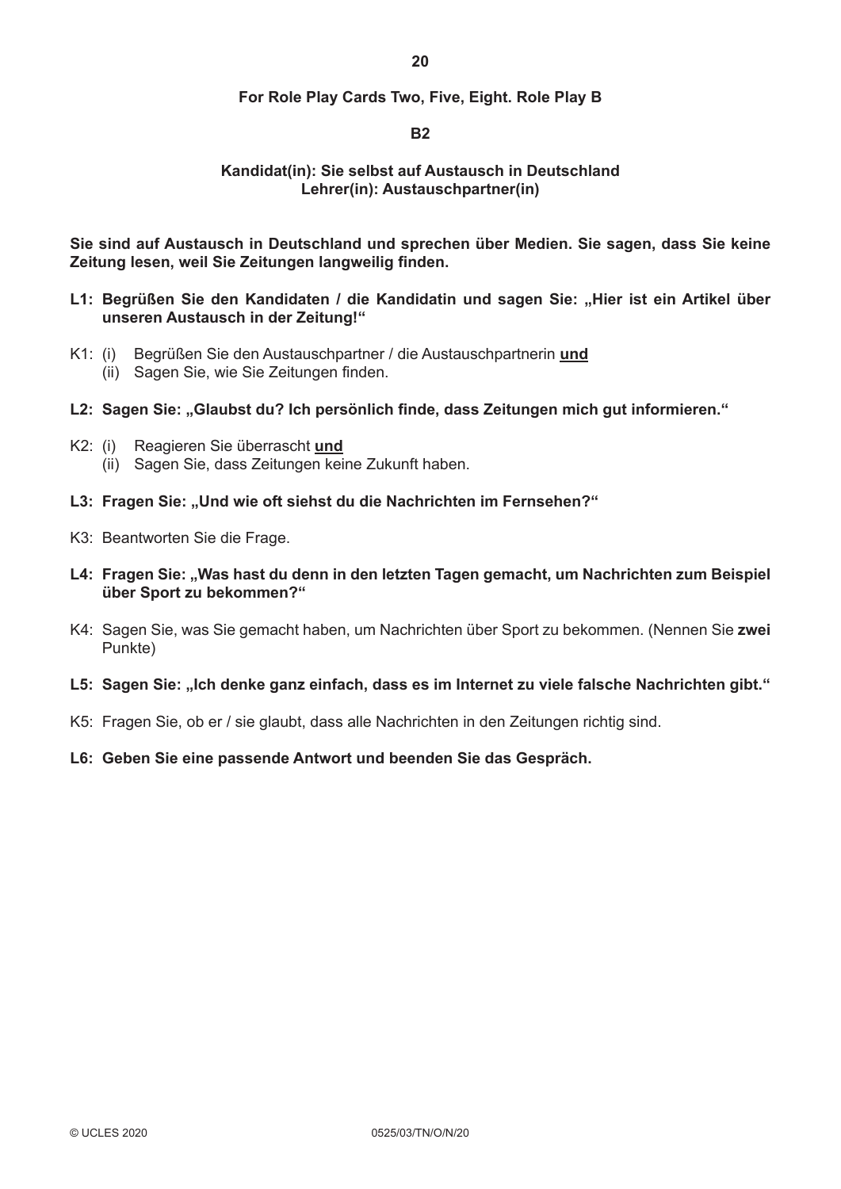**For Role Play Cards Two, Five, Eight. Role Play B**

**B2**

**Kandidat(in): Sie selbst auf Austausch in Deutschland**
**Lehrer(in): Austauschpartner(in)**

**Sie sind auf Austausch in Deutschland und sprechen über Medien. Sie sagen, dass Sie keine Zeitung lesen, weil Sie Zeitungen langweilig finden.**

**L1: Begrüßen Sie den Kandidaten / die Kandidatin und sagen Sie: „Hier ist ein Artikel über unseren Austausch in der Zeitung!"**

K1: (i) Begrüßen Sie den Austauschpartner / die Austauschpartnerin **und**
(ii) Sagen Sie, wie Sie Zeitungen finden.

**L2: Sagen Sie: „Glaubst du? Ich persönlich finde, dass Zeitungen mich gut informieren."**

K2: (i) Reagieren Sie überrascht **und**
(ii) Sagen Sie, dass Zeitungen keine Zukunft haben.

**L3: Fragen Sie: „Und wie oft siehst du die Nachrichten im Fernsehen?"**

K3: Beantworten Sie die Frage.

**L4: Fragen Sie: „Was hast du denn in den letzten Tagen gemacht, um Nachrichten zum Beispiel über Sport zu bekommen?"**

K4: Sagen Sie, was Sie gemacht haben, um Nachrichten über Sport zu bekommen. (Nennen Sie **zwei** Punkte)

**L5: Sagen Sie: „Ich denke ganz einfach, dass es im Internet zu viele falsche Nachrichten gibt."**

K5: Fragen Sie, ob er / sie glaubt, dass alle Nachrichten in den Zeitungen richtig sind.

**L6: Geben Sie eine passende Antwort und beenden Sie das Gespräch.**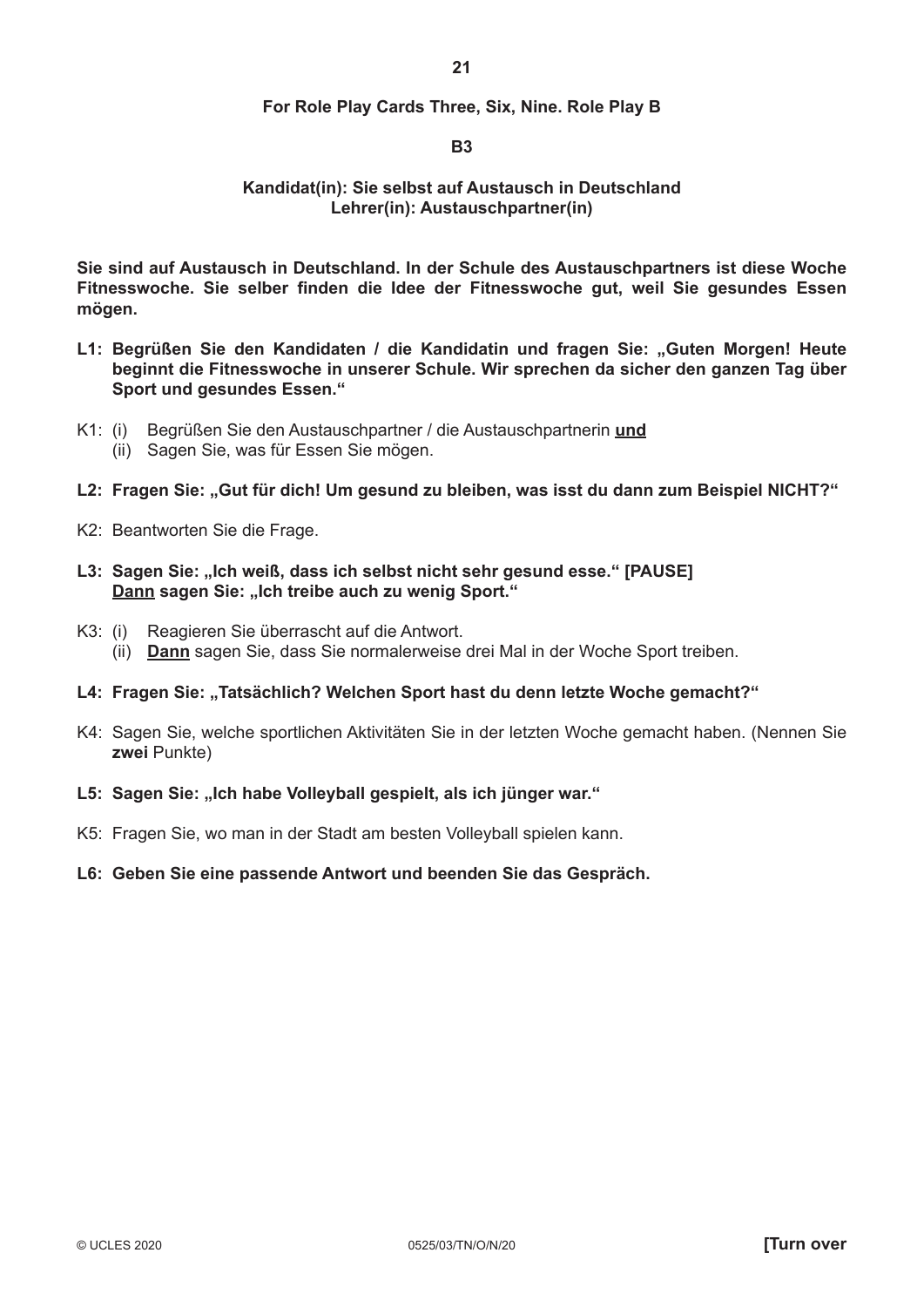**For Role Play Cards Three, Six, Nine. Role Play B**

**B3**

**Kandidat(in): Sie selbst auf Austausch in Deutschland**
**Lehrer(in): Austauschpartner(in)**

**Sie sind auf Austausch in Deutschland. In der Schule des Austauschpartners ist diese Woche Fitnesswoche. Sie selber finden die Idee der Fitnesswoche gut, weil Sie gesundes Essen mögen.**

**L1: Begrüßen Sie den Kandidaten / die Kandidatin und fragen Sie: „Guten Morgen! Heute beginnt die Fitnesswoche in unserer Schule. Wir sprechen da sicher den ganzen Tag über Sport und gesundes Essen."**

K1: (i) Begrüßen Sie den Austauschpartner / die Austauschpartnerin <u>**und**</u>
(ii) Sagen Sie, was für Essen Sie mögen.

**L2: Fragen Sie: „Gut für dich! Um gesund zu bleiben, was isst du dann zum Beispiel NICHT?"**

K2: Beantworten Sie die Frage.

**L3: Sagen Sie: „Ich weiß, dass ich selbst nicht sehr gesund esse." [PAUSE]**
**<u>Dann</u> sagen Sie: „Ich treibe auch zu wenig Sport."**

K3: (i) Reagieren Sie überrascht auf die Antwort.
(ii) <u>**Dann**</u> sagen Sie, dass Sie normalerweise drei Mal in der Woche Sport treiben.

**L4: Fragen Sie: „Tatsächlich? Welchen Sport hast du denn letzte Woche gemacht?"**

K4: Sagen Sie, welche sportlichen Aktivitäten Sie in der letzten Woche gemacht haben. (Nennen Sie **zwei** Punkte)

**L5: Sagen Sie: „Ich habe Volleyball gespielt, als ich jünger war."**

K5: Fragen Sie, wo man in der Stadt am besten Volleyball spielen kann.

**L6: Geben Sie eine passende Antwort und beenden Sie das Gespräch.**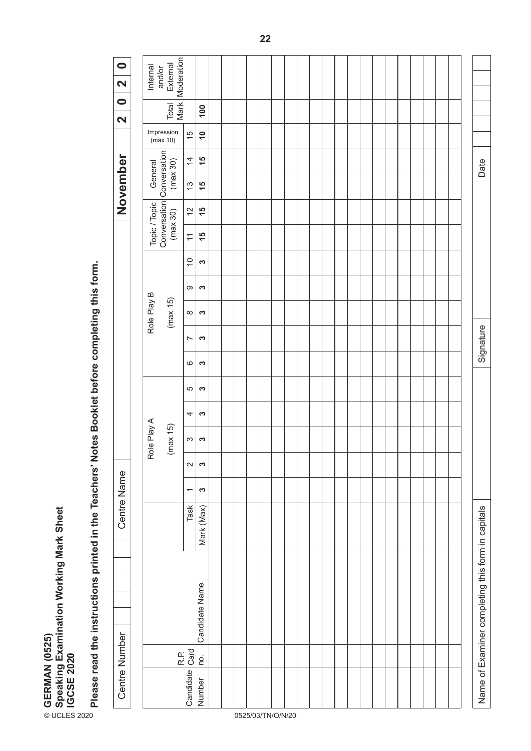© UCLES 2020

**GERMAN (0525)**
**Speaking Examination Working Mark Sheet**
**IGCSE 2020**

**Please read the instructions printed in the Teachers' Notes Booklet before completing this form.**

| Centre Number | | | | | | Centre Name | | **November** | **2** | **0** | **2** | **0** |
|---|---|---|---|---|---|---|---|---|---|---|---|---|

| Candidate Number | R.P. Card no. | Candidate Name | | Role Play A (max 15) | | | | | Role Play B (max 15) | | | | | Topic / Topic Conversation (max 30) | | General Conversation (max 30) | | Impression (max 10) | Total Mark | Internal and/or External Moderation |
|---|---|---|---|---|---|---|---|---|---|---|---|---|---|---|---|---|---|---|---|---|
| | | | Task | 1 | 2 | 3 | 4 | 5 | 6 | 7 | 8 | 9 | 10 | 11 | 12 | 13 | 14 | 15 | | |
| | | | Mark (Max) | **3** | **3** | **3** | **3** | **3** | **3** | **3** | **3** | **3** | **3** | **15** | **15** | **15** | **15** | **10** | **100** | |
| | | | | | | | | | | | | | | | | | | | | |
| | | | | | | | | | | | | | | | | | | | | |
| | | | | | | | | | | | | | | | | | | | | |
| | | | | | | | | | | | | | | | | | | | | |
| | | | | | | | | | | | | | | | | | | | | |
| | | | | | | | | | | | | | | | | | | | | |
| | | | | | | | | | | | | | | | | | | | | |
| | | | | | | | | | | | | | | | | | | | | |
| | | | | | | | | | | | | | | | | | | | | |
| | | | | | | | | | | | | | | | | | | | | |
| | | | | | | | | | | | | | | | | | | | | |
| | | | | | | | | | | | | | | | | | | | | |
| | | | | | | | | | | | | | | | | | | | | |
| | | | | | | | | | | | | | | | | | | | | |
| | | | | | | | | | | | | | | | | | | | | |
| | | | | | | | | | | | | | | | | | | | | |
| | | | | | | | | | | | | | | | | | | | | |
| | | | | | | | | | | | | | | | | | | | | |
| | | | | | | | | | | | | | | | | | | | | |
| | | | | | | | | | | | | | | | | | | | | |

| Name of Examiner completing this form in capitals | | Signature | | Date | | | | |
|---|---|---|---|---|---|---|---|---|

0525/03/TN/O/N/20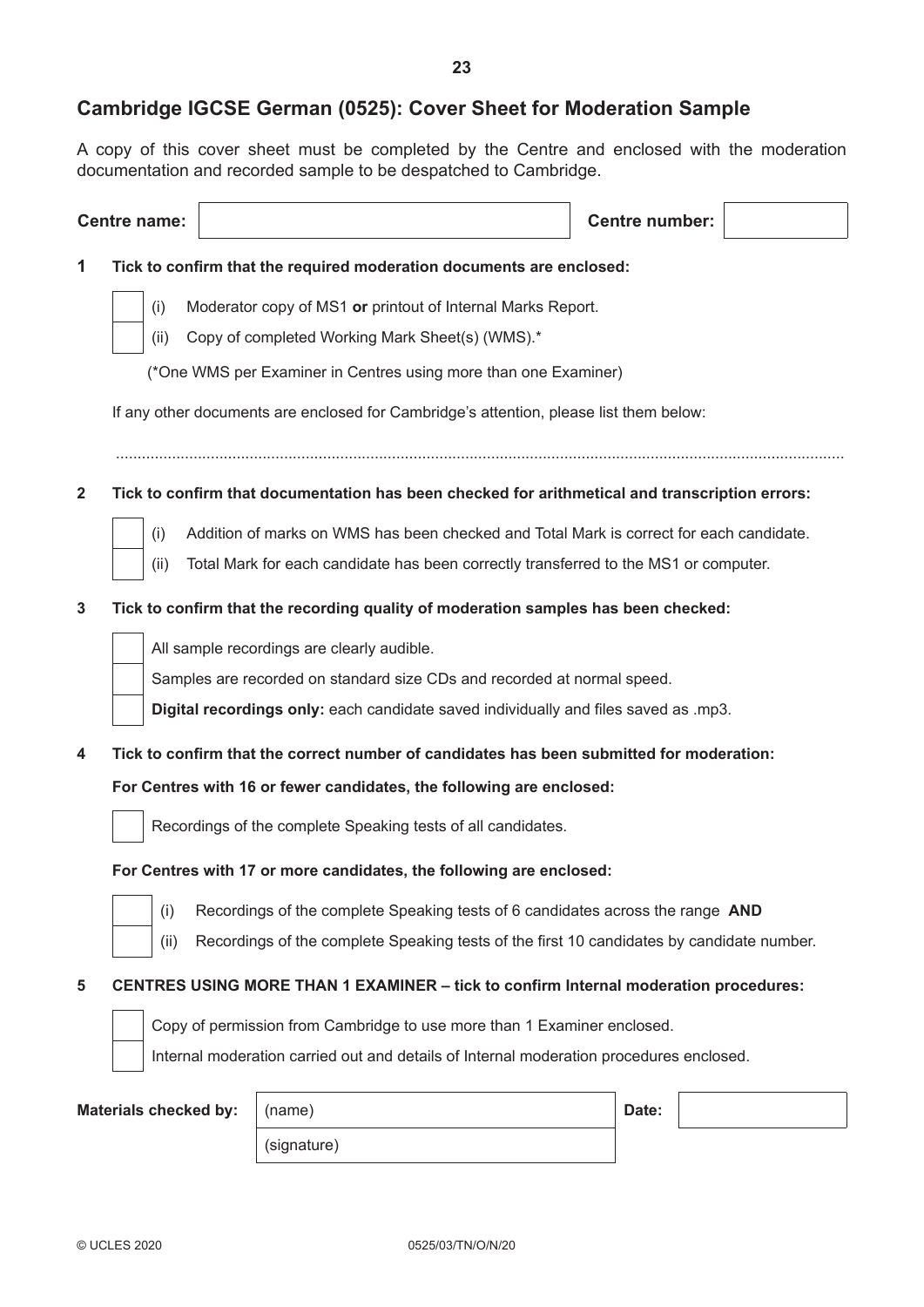## Cambridge IGCSE German (0525): Cover Sheet for Moderation Sample

A copy of this cover sheet must be completed by the Centre and enclosed with the moderation documentation and recorded sample to be despatched to Cambridge.

| Centre name: | | Centre number: | |
|---|---|---|---|

**1 Tick to confirm that the required moderation documents are enclosed:**

- [ ] (i) Moderator copy of MS1 **or** printout of Internal Marks Report.
- [ ] (ii) Copy of completed Working Mark Sheet(s) (WMS).*

(*One WMS per Examiner in Centres using more than one Examiner)

If any other documents are enclosed for Cambridge's attention, please list them below:

.......................................................................................................................................................................

**2 Tick to confirm that documentation has been checked for arithmetical and transcription errors:**

- [ ] (i) Addition of marks on WMS has been checked and Total Mark is correct for each candidate.
- [ ] (ii) Total Mark for each candidate has been correctly transferred to the MS1 or computer.

**3 Tick to confirm that the recording quality of moderation samples has been checked:**

- [ ] All sample recordings are clearly audible.
- [ ] Samples are recorded on standard size CDs and recorded at normal speed.
- [ ] **Digital recordings only:** each candidate saved individually and files saved as .mp3.

**4 Tick to confirm that the correct number of candidates has been submitted for moderation:**

**For Centres with 16 or fewer candidates, the following are enclosed:**

- [ ] Recordings of the complete Speaking tests of all candidates.

**For Centres with 17 or more candidates, the following are enclosed:**

- [ ] (i) Recordings of the complete Speaking tests of 6 candidates across the range **AND**
- [ ] (ii) Recordings of the complete Speaking tests of the first 10 candidates by candidate number.

**5 CENTRES USING MORE THAN 1 EXAMINER – tick to confirm Internal moderation procedures:**

- [ ] Copy of permission from Cambridge to use more than 1 Examiner enclosed.
- [ ] Internal moderation carried out and details of Internal moderation procedures enclosed.

| Materials checked by: | (name) | Date: | |
|---|---|---|---|
| | (signature) | | |

© UCLES 2020 0525/03/TN/O/N/20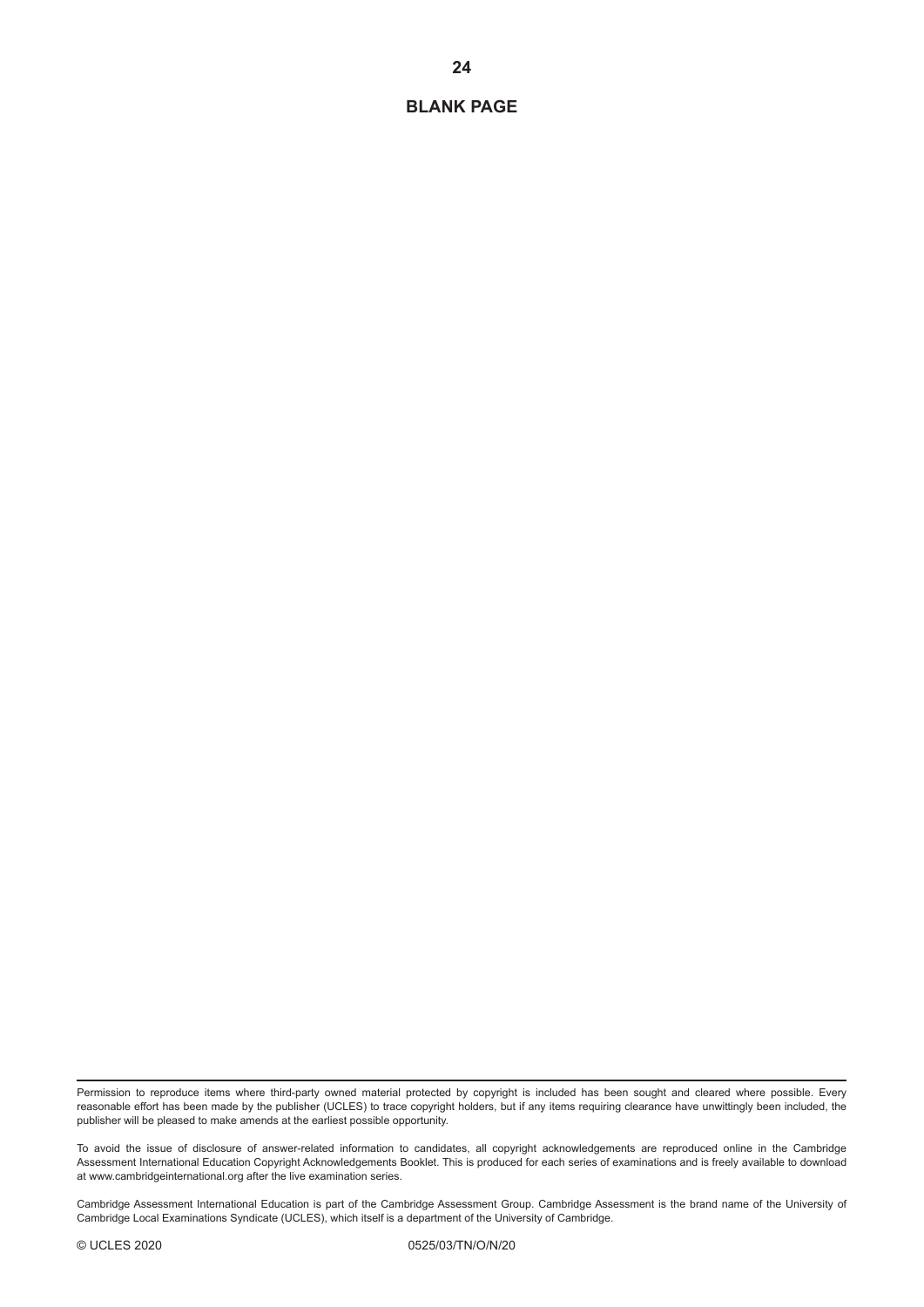**BLANK PAGE**

Permission to reproduce items where third-party owned material protected by copyright is included has been sought and cleared where possible. Every reasonable effort has been made by the publisher (UCLES) to trace copyright holders, but if any items requiring clearance have unwittingly been included, the publisher will be pleased to make amends at the earliest possible opportunity.

To avoid the issue of disclosure of answer-related information to candidates, all copyright acknowledgements are reproduced online in the Cambridge Assessment International Education Copyright Acknowledgements Booklet. This is produced for each series of examinations and is freely available to download at www.cambridgeinternational.org after the live examination series.

Cambridge Assessment International Education is part of the Cambridge Assessment Group. Cambridge Assessment is the brand name of the University of Cambridge Local Examinations Syndicate (UCLES), which itself is a department of the University of Cambridge.

© UCLES 2020 0525/03/TN/O/N/20